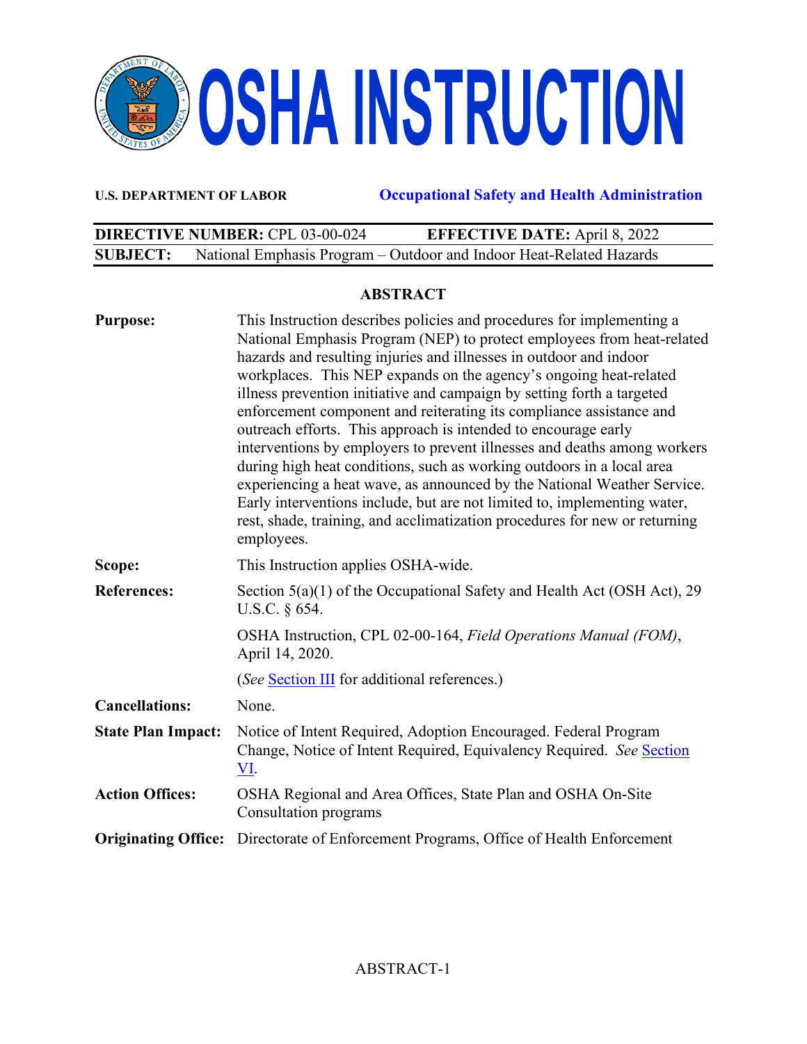# OSHA INSTRUCTION

**U.S. DEPARTMENT OF LABOR** **Occupational Safety and Health Administration**

| **DIRECTIVE NUMBER:** CPL 03-00-024 | **EFFECTIVE DATE:** April 8, 2022 |
|---|---|
| **SUBJECT:** National Emphasis Program – Outdoor and Indoor Heat-Related Hazards | |

## ABSTRACT

| | |
|---|---|
| **Purpose:** | This Instruction describes policies and procedures for implementing a National Emphasis Program (NEP) to protect employees from heat-related hazards and resulting injuries and illnesses in outdoor and indoor workplaces. This NEP expands on the agency's ongoing heat-related illness prevention initiative and campaign by setting forth a targeted enforcement component and reiterating its compliance assistance and outreach efforts. This approach is intended to encourage early interventions by employers to prevent illnesses and deaths among workers during high heat conditions, such as working outdoors in a local area experiencing a heat wave, as announced by the National Weather Service. Early interventions include, but are not limited to, implementing water, rest, shade, training, and acclimatization procedures for new or returning employees. |
| **Scope:** | This Instruction applies OSHA-wide. |
| **References:** | Section 5(a)(1) of the Occupational Safety and Health Act (OSH Act), 29 U.S.C. § 654.<br><br>OSHA Instruction, CPL 02-00-164, *Field Operations Manual (FOM)*, April 14, 2020.<br><br>(*See* Section III for additional references.) |
| **Cancellations:** | None. |
| **State Plan Impact:** | Notice of Intent Required, Adoption Encouraged. Federal Program Change, Notice of Intent Required, Equivalency Required. *See* Section VI. |
| **Action Offices:** | OSHA Regional and Area Offices, State Plan and OSHA On-Site Consultation programs |
| **Originating Office:** | Directorate of Enforcement Programs, Office of Health Enforcement |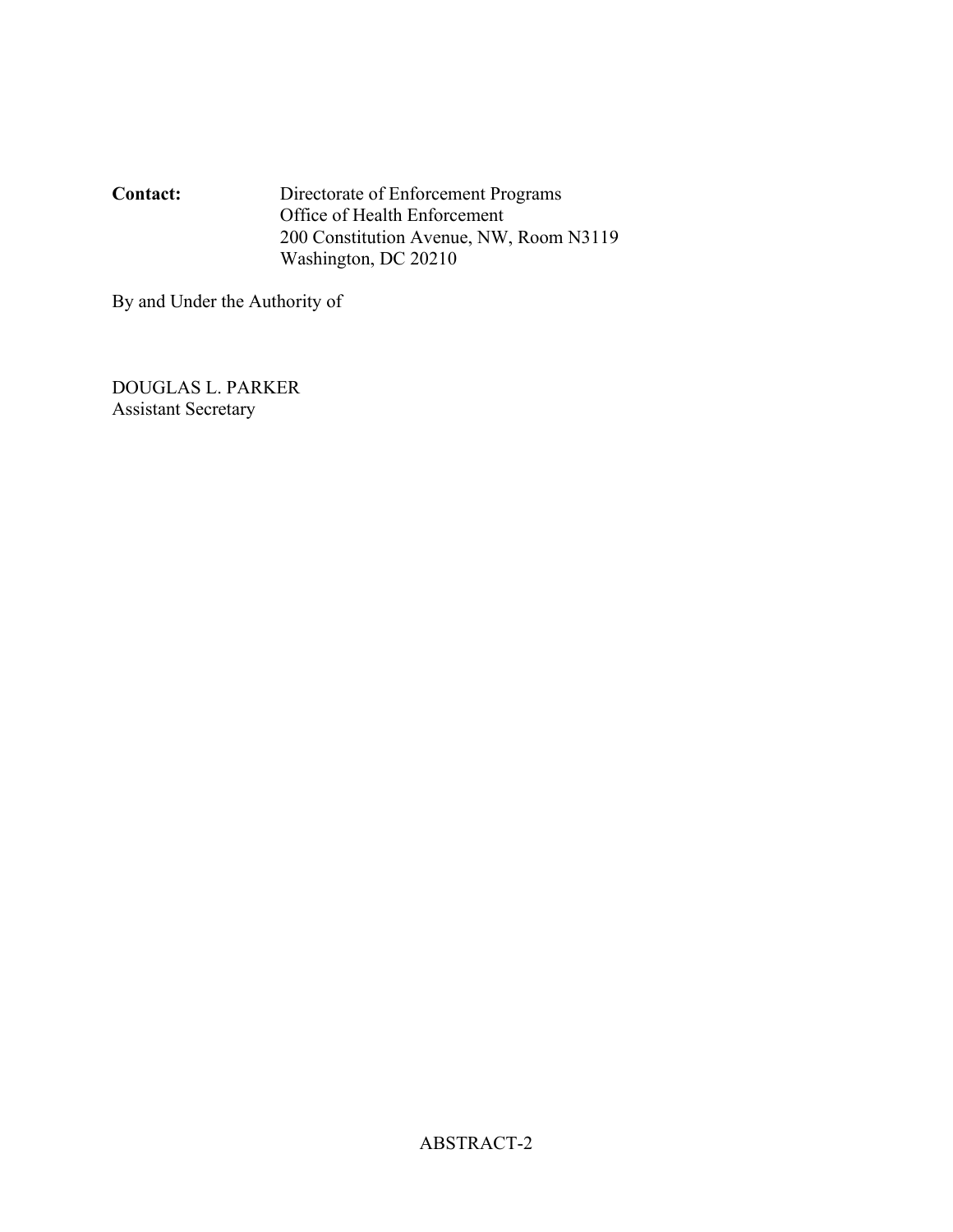**Contact:** Directorate of Enforcement Programs
Office of Health Enforcement
200 Constitution Avenue, NW, Room N3119
Washington, DC 20210

By and Under the Authority of

DOUGLAS L. PARKER
Assistant Secretary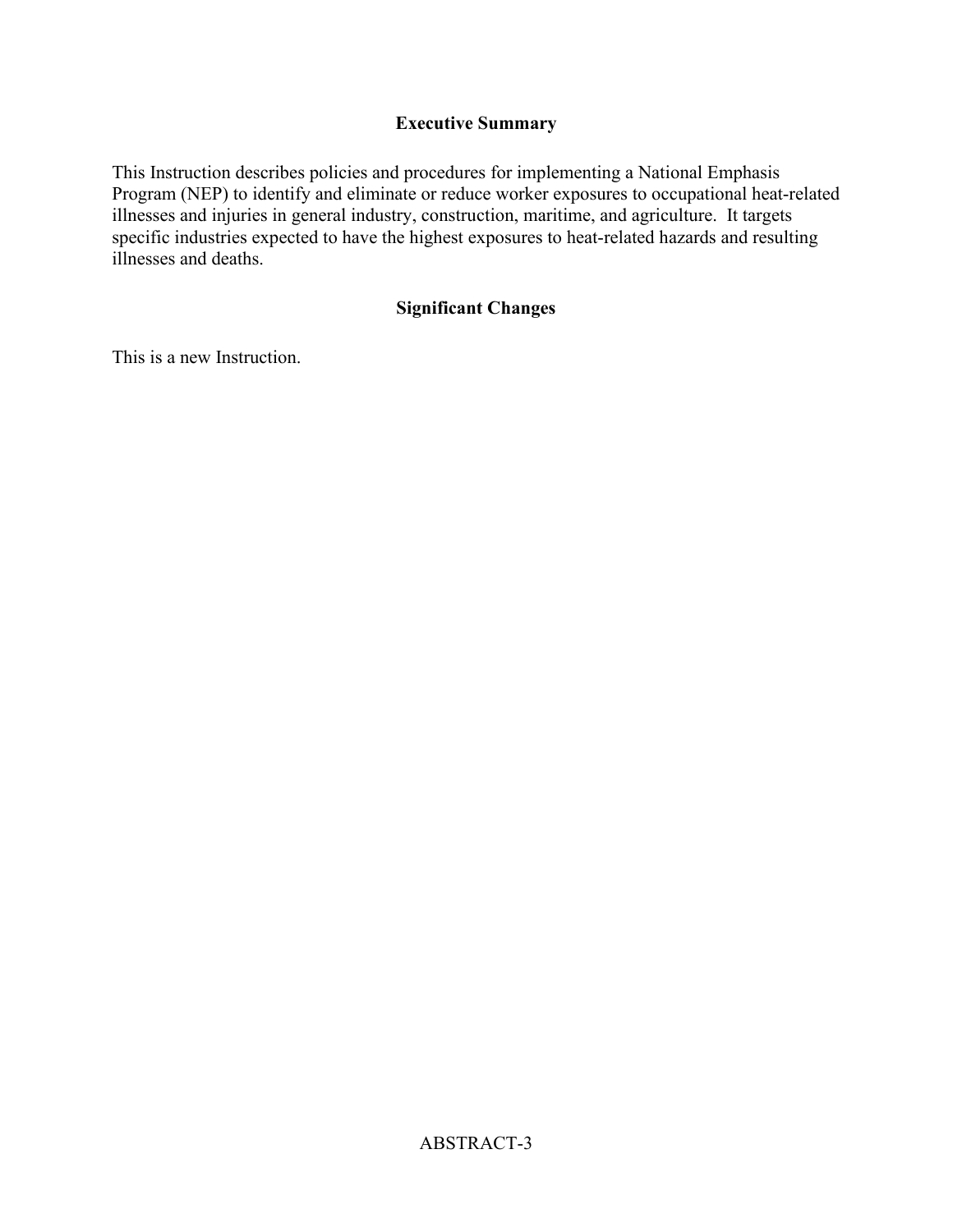## Executive Summary

This Instruction describes policies and procedures for implementing a National Emphasis Program (NEP) to identify and eliminate or reduce worker exposures to occupational heat-related illnesses and injuries in general industry, construction, maritime, and agriculture. It targets specific industries expected to have the highest exposures to heat-related hazards and resulting illnesses and deaths.

## Significant Changes

This is a new Instruction.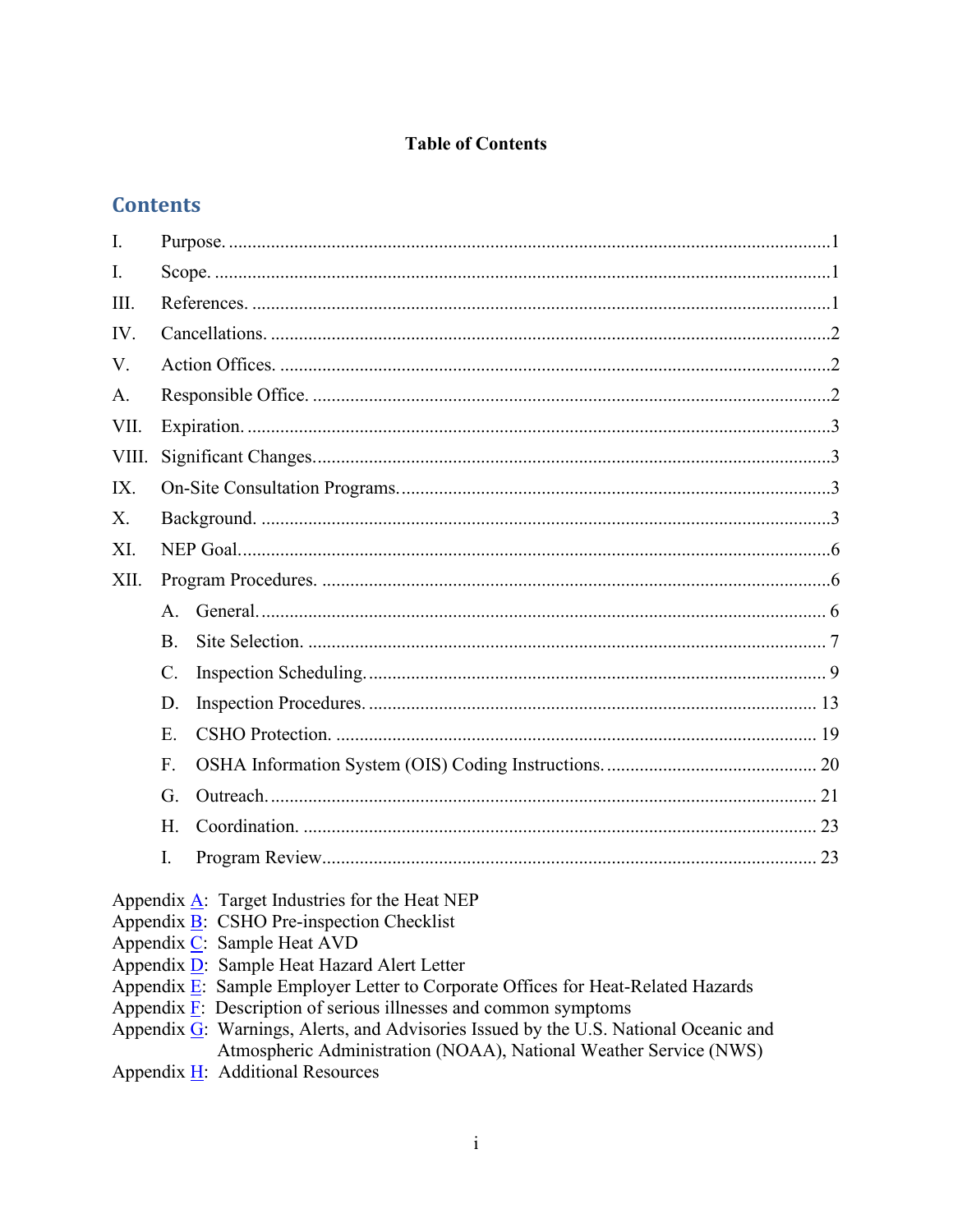**Table of Contents**

## Contents

I. Purpose. ...........................................................................................................1

I. Scope. ...............................................................................................................1

III. References. ......................................................................................................1

IV. Cancellations. ..................................................................................................2

V. Action Offices. ...................................................................................................2

A. Responsible Office. ............................................................................................2

VII. Expiration. ......................................................................................................3

VIII. Significant Changes. ......................................................................................3

IX. On-Site Consultation Programs. .......................................................................3

X. Background. .......................................................................................................3

XI. NEP Goal. .........................................................................................................6

XII. Program Procedures. .......................................................................................6

- A. General. ........................................................................................................ 6
- B. Site Selection. ............................................................................................... 7
- C. Inspection Scheduling. .................................................................................. 9
- D. Inspection Procedures. ................................................................................ 13
- E. CSHO Protection. ........................................................................................ 19
- F. OSHA Information System (OIS) Coding Instructions. ................................ 20
- G. Outreach. ..................................................................................................... 21
- H. Coordination. ............................................................................................... 23
- I. Program Review. ........................................................................................... 23

Appendix A: Target Industries for the Heat NEP
Appendix B: CSHO Pre-inspection Checklist
Appendix C: Sample Heat AVD
Appendix D: Sample Heat Hazard Alert Letter
Appendix E: Sample Employer Letter to Corporate Offices for Heat-Related Hazards
Appendix F: Description of serious illnesses and common symptoms
Appendix G: Warnings, Alerts, and Advisories Issued by the U.S. National Oceanic and Atmospheric Administration (NOAA), National Weather Service (NWS)
Appendix H: Additional Resources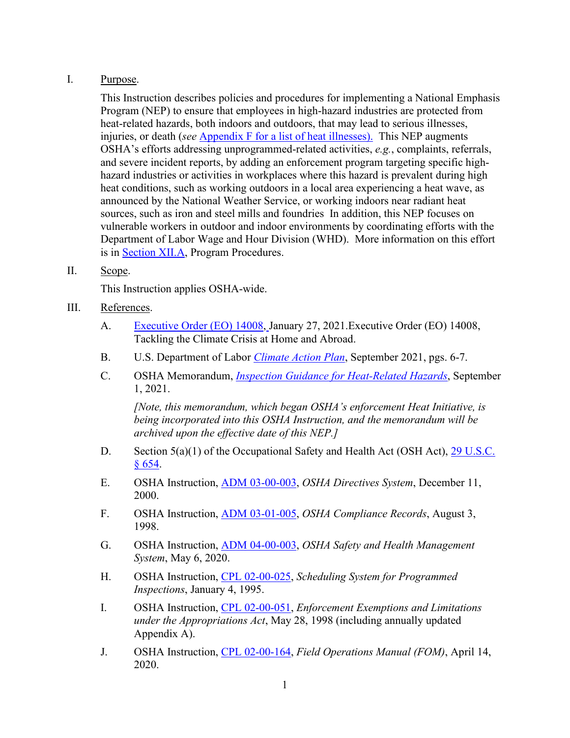I. Purpose.

This Instruction describes policies and procedures for implementing a National Emphasis Program (NEP) to ensure that employees in high-hazard industries are protected from heat-related hazards, both indoors and outdoors, that may lead to serious illnesses, injuries, or death (*see* Appendix F for a list of heat illnesses). This NEP augments OSHA's efforts addressing unprogrammed-related activities, *e.g.*, complaints, referrals, and severe incident reports, by adding an enforcement program targeting specific high-hazard industries or activities in workplaces where this hazard is prevalent during high heat conditions, such as working outdoors in a local area experiencing a heat wave, as announced by the National Weather Service, or working indoors near radiant heat sources, such as iron and steel mills and foundries In addition, this NEP focuses on vulnerable workers in outdoor and indoor environments by coordinating efforts with the Department of Labor Wage and Hour Division (WHD). More information on this effort is in Section XII.A, Program Procedures.

II. Scope.

This Instruction applies OSHA-wide.

III. References.

A. Executive Order (EO) 14008, January 27, 2021.Executive Order (EO) 14008, Tackling the Climate Crisis at Home and Abroad.

B. U.S. Department of Labor *Climate Action Plan*, September 2021, pgs. 6-7.

C. OSHA Memorandum, *Inspection Guidance for Heat-Related Hazards*, September 1, 2021.

*[Note, this memorandum, which began OSHA's enforcement Heat Initiative, is being incorporated into this OSHA Instruction, and the memorandum will be archived upon the effective date of this NEP.]*

D. Section 5(a)(1) of the Occupational Safety and Health Act (OSH Act), 29 U.S.C. § 654.

E. OSHA Instruction, ADM 03-00-003, *OSHA Directives System*, December 11, 2000.

F. OSHA Instruction, ADM 03-01-005, *OSHA Compliance Records*, August 3, 1998.

G. OSHA Instruction, ADM 04-00-003, *OSHA Safety and Health Management System*, May 6, 2020.

H. OSHA Instruction, CPL 02-00-025, *Scheduling System for Programmed Inspections*, January 4, 1995.

I. OSHA Instruction, CPL 02-00-051, *Enforcement Exemptions and Limitations under the Appropriations Act*, May 28, 1998 (including annually updated Appendix A).

J. OSHA Instruction, CPL 02-00-164, *Field Operations Manual (FOM)*, April 14, 2020.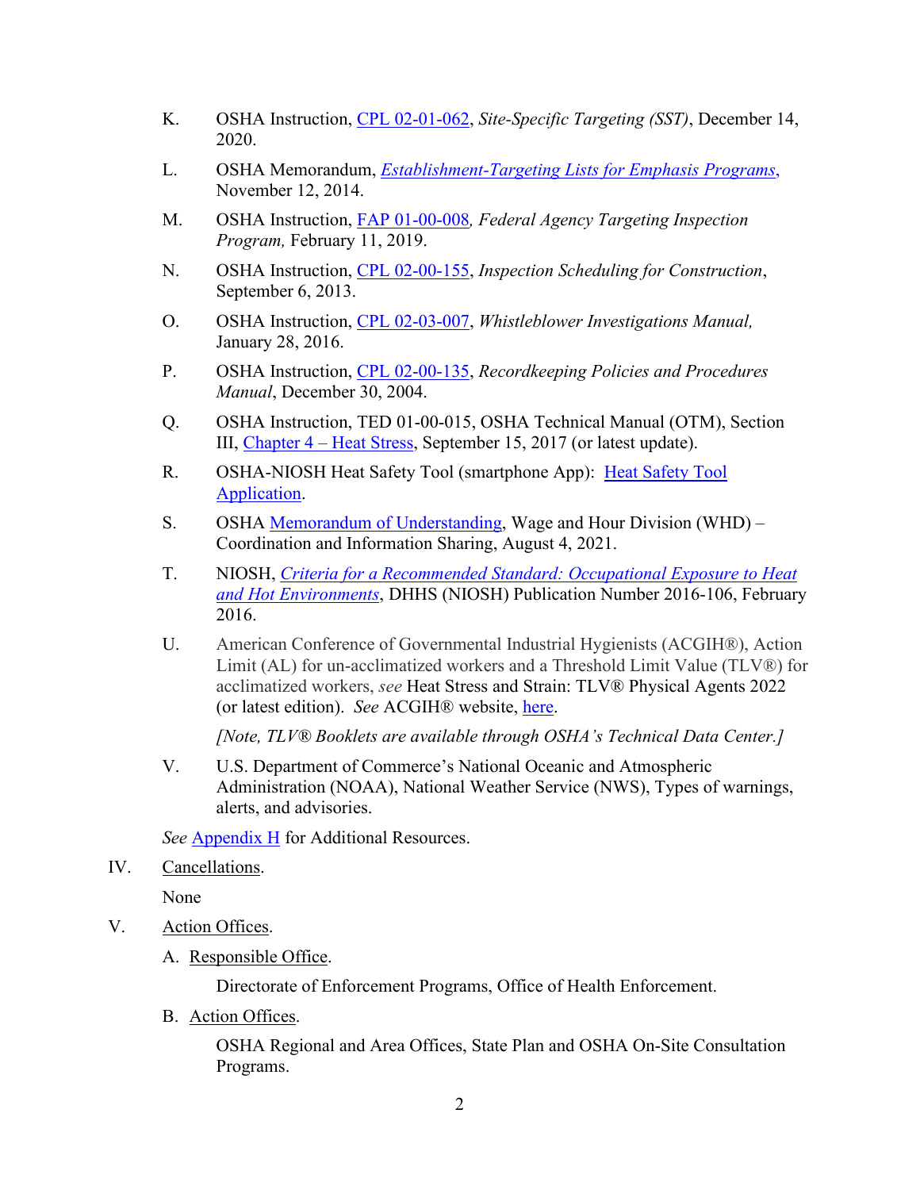K. OSHA Instruction, CPL 02-01-062, *Site-Specific Targeting (SST)*, December 14, 2020.

L. OSHA Memorandum, *Establishment-Targeting Lists for Emphasis Programs*, November 12, 2014.

M. OSHA Instruction, FAP 01-00-008*, Federal Agency Targeting Inspection Program,* February 11, 2019.

N. OSHA Instruction, CPL 02-00-155, *Inspection Scheduling for Construction*, September 6, 2013.

O. OSHA Instruction, CPL 02-03-007, *Whistleblower Investigations Manual,* January 28, 2016.

P. OSHA Instruction, CPL 02-00-135, *Recordkeeping Policies and Procedures Manual*, December 30, 2004.

Q. OSHA Instruction, TED 01-00-015, OSHA Technical Manual (OTM), Section III, Chapter 4 – Heat Stress, September 15, 2017 (or latest update).

R. OSHA-NIOSH Heat Safety Tool (smartphone App): Heat Safety Tool Application.

S. OSHA Memorandum of Understanding, Wage and Hour Division (WHD) – Coordination and Information Sharing, August 4, 2021.

T. NIOSH, *Criteria for a Recommended Standard: Occupational Exposure to Heat and Hot Environments*, DHHS (NIOSH) Publication Number 2016-106, February 2016.

U. American Conference of Governmental Industrial Hygienists (ACGIH®), Action Limit (AL) for un-acclimatized workers and a Threshold Limit Value (TLV®) for acclimatized workers, *see* Heat Stress and Strain: TLV® Physical Agents 2022 (or latest edition). *See* ACGIH® website, here.

*[Note, TLV® Booklets are available through OSHA's Technical Data Center.]*

V. U.S. Department of Commerce's National Oceanic and Atmospheric Administration (NOAA), National Weather Service (NWS), Types of warnings, alerts, and advisories.

*See* Appendix H for Additional Resources.

IV. Cancellations.

None

V. Action Offices.

A. Responsible Office.

Directorate of Enforcement Programs, Office of Health Enforcement.

B. Action Offices.

OSHA Regional and Area Offices, State Plan and OSHA On-Site Consultation Programs.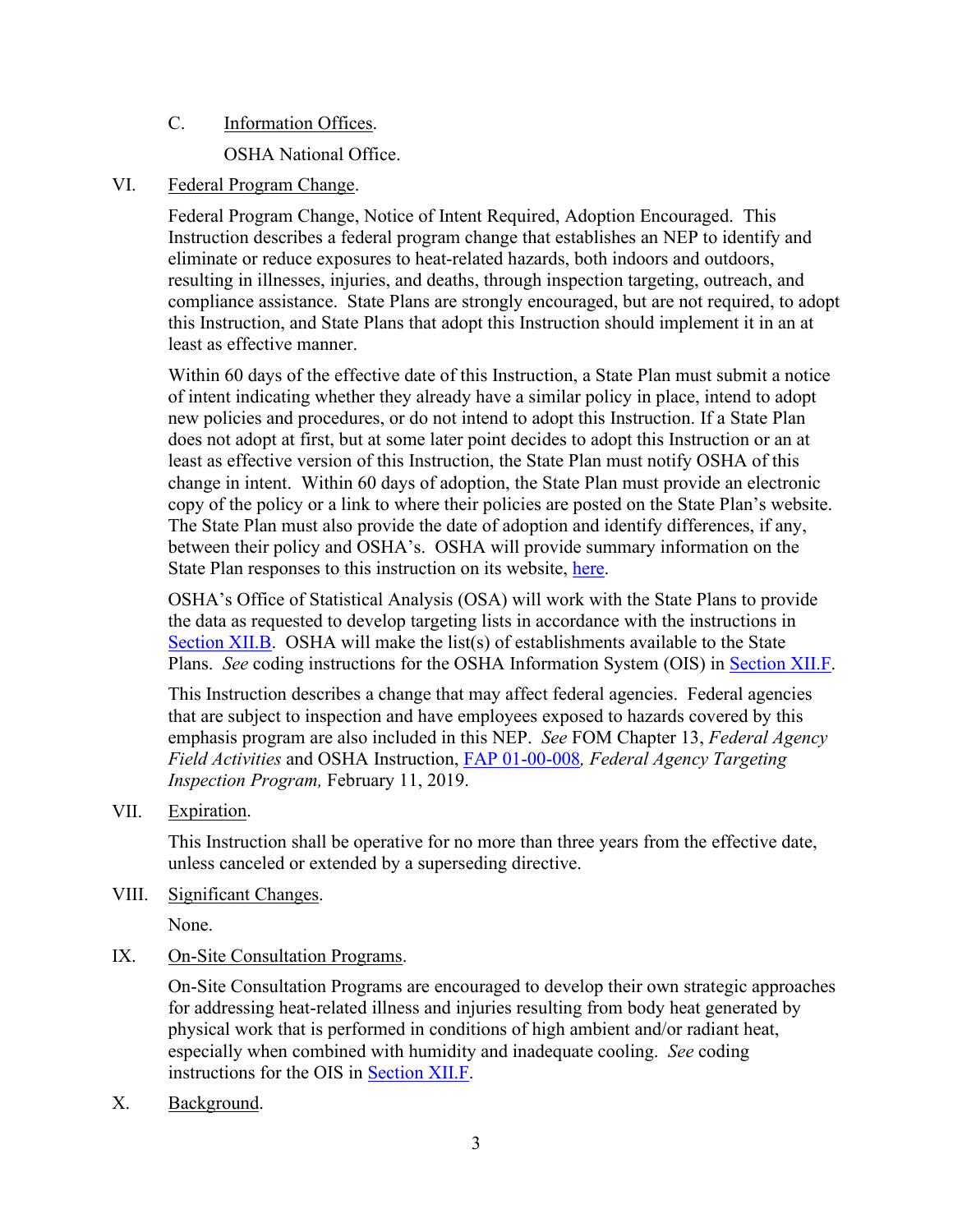C. Information Offices.

OSHA National Office.

VI. Federal Program Change.

Federal Program Change, Notice of Intent Required, Adoption Encouraged. This Instruction describes a federal program change that establishes an NEP to identify and eliminate or reduce exposures to heat-related hazards, both indoors and outdoors, resulting in illnesses, injuries, and deaths, through inspection targeting, outreach, and compliance assistance. State Plans are strongly encouraged, but are not required, to adopt this Instruction, and State Plans that adopt this Instruction should implement it in an at least as effective manner.

Within 60 days of the effective date of this Instruction, a State Plan must submit a notice of intent indicating whether they already have a similar policy in place, intend to adopt new policies and procedures, or do not intend to adopt this Instruction. If a State Plan does not adopt at first, but at some later point decides to adopt this Instruction or an at least as effective version of this Instruction, the State Plan must notify OSHA of this change in intent. Within 60 days of adoption, the State Plan must provide an electronic copy of the policy or a link to where their policies are posted on the State Plan's website. The State Plan must also provide the date of adoption and identify differences, if any, between their policy and OSHA's. OSHA will provide summary information on the State Plan responses to this instruction on its website, here.

OSHA's Office of Statistical Analysis (OSA) will work with the State Plans to provide the data as requested to develop targeting lists in accordance with the instructions in Section XII.B. OSHA will make the list(s) of establishments available to the State Plans. *See* coding instructions for the OSHA Information System (OIS) in Section XII.F.

This Instruction describes a change that may affect federal agencies. Federal agencies that are subject to inspection and have employees exposed to hazards covered by this emphasis program are also included in this NEP. *See* FOM Chapter 13, *Federal Agency Field Activities* and OSHA Instruction, FAP 01-00-008*, Federal Agency Targeting Inspection Program,* February 11, 2019.

VII. Expiration.

This Instruction shall be operative for no more than three years from the effective date, unless canceled or extended by a superseding directive.

VIII. Significant Changes.

None.

IX. On-Site Consultation Programs.

On-Site Consultation Programs are encouraged to develop their own strategic approaches for addressing heat-related illness and injuries resulting from body heat generated by physical work that is performed in conditions of high ambient and/or radiant heat, especially when combined with humidity and inadequate cooling. *See* coding instructions for the OIS in Section XII.F.

X. Background.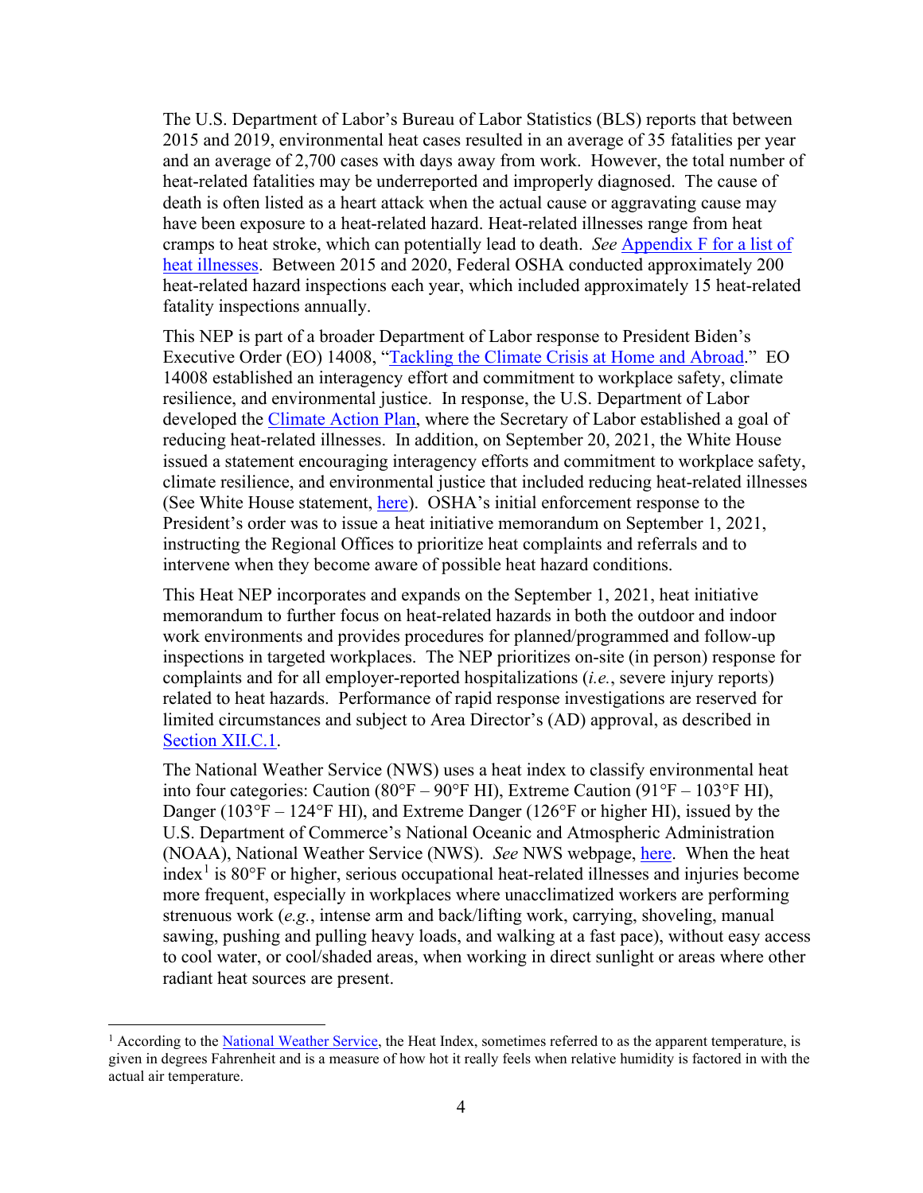The U.S. Department of Labor's Bureau of Labor Statistics (BLS) reports that between 2015 and 2019, environmental heat cases resulted in an average of 35 fatalities per year and an average of 2,700 cases with days away from work. However, the total number of heat-related fatalities may be underreported and improperly diagnosed. The cause of death is often listed as a heart attack when the actual cause or aggravating cause may have been exposure to a heat-related hazard. Heat-related illnesses range from heat cramps to heat stroke, which can potentially lead to death. *See* Appendix F for a list of heat illnesses. Between 2015 and 2020, Federal OSHA conducted approximately 200 heat-related hazard inspections each year, which included approximately 15 heat-related fatality inspections annually.

This NEP is part of a broader Department of Labor response to President Biden's Executive Order (EO) 14008, "Tackling the Climate Crisis at Home and Abroad." EO 14008 established an interagency effort and commitment to workplace safety, climate resilience, and environmental justice. In response, the U.S. Department of Labor developed the Climate Action Plan, where the Secretary of Labor established a goal of reducing heat-related illnesses. In addition, on September 20, 2021, the White House issued a statement encouraging interagency efforts and commitment to workplace safety, climate resilience, and environmental justice that included reducing heat-related illnesses (See White House statement, here). OSHA's initial enforcement response to the President's order was to issue a heat initiative memorandum on September 1, 2021, instructing the Regional Offices to prioritize heat complaints and referrals and to intervene when they become aware of possible heat hazard conditions.

This Heat NEP incorporates and expands on the September 1, 2021, heat initiative memorandum to further focus on heat-related hazards in both the outdoor and indoor work environments and provides procedures for planned/programmed and follow-up inspections in targeted workplaces. The NEP prioritizes on-site (in person) response for complaints and for all employer-reported hospitalizations (*i.e.*, severe injury reports) related to heat hazards. Performance of rapid response investigations are reserved for limited circumstances and subject to Area Director's (AD) approval, as described in Section XII.C.1.

The National Weather Service (NWS) uses a heat index to classify environmental heat into four categories: Caution (80°F – 90°F HI), Extreme Caution (91°F – 103°F HI), Danger (103°F – 124°F HI), and Extreme Danger (126°F or higher HI), issued by the U.S. Department of Commerce's National Oceanic and Atmospheric Administration (NOAA), National Weather Service (NWS). *See* NWS webpage, here. When the heat index[1] is 80°F or higher, serious occupational heat-related illnesses and injuries become more frequent, especially in workplaces where unacclimatized workers are performing strenuous work (*e.g.*, intense arm and back/lifting work, carrying, shoveling, manual sawing, pushing and pulling heavy loads, and walking at a fast pace), without easy access to cool water, or cool/shaded areas, when working in direct sunlight or areas where other radiant heat sources are present.

[1] According to the National Weather Service, the Heat Index, sometimes referred to as the apparent temperature, is given in degrees Fahrenheit and is a measure of how hot it really feels when relative humidity is factored in with the actual air temperature.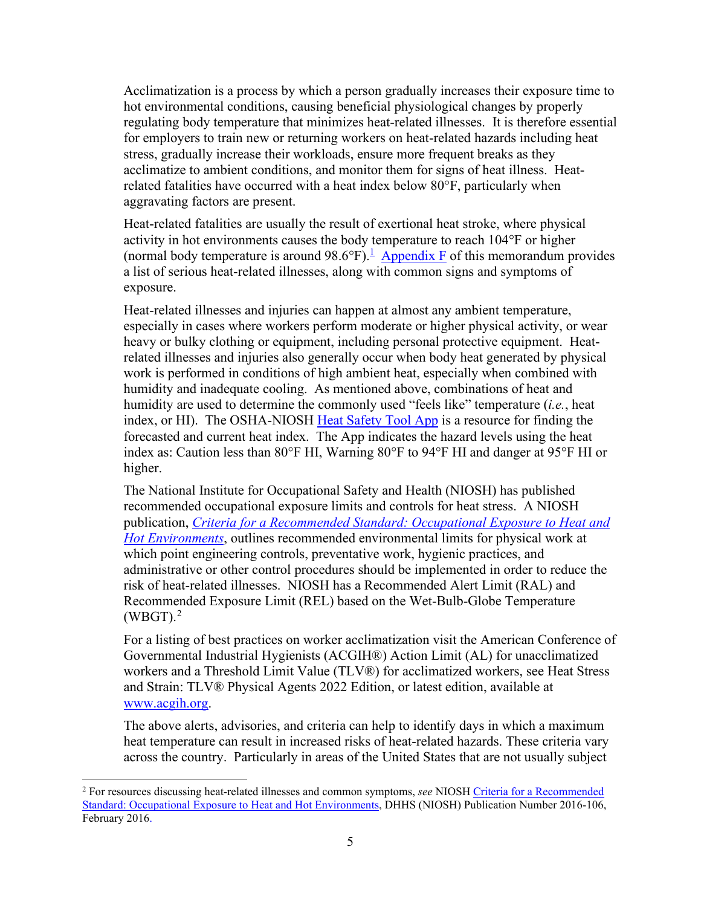Acclimatization is a process by which a person gradually increases their exposure time to hot environmental conditions, causing beneficial physiological changes by properly regulating body temperature that minimizes heat-related illnesses. It is therefore essential for employers to train new or returning workers on heat-related hazards including heat stress, gradually increase their workloads, ensure more frequent breaks as they acclimatize to ambient conditions, and monitor them for signs of heat illness. Heat-related fatalities have occurred with a heat index below 80°F, particularly when aggravating factors are present.

Heat-related fatalities are usually the result of exertional heat stroke, where physical activity in hot environments causes the body temperature to reach 104°F or higher (normal body temperature is around 98.6°F).[1] Appendix F of this memorandum provides a list of serious heat-related illnesses, along with common signs and symptoms of exposure.

Heat-related illnesses and injuries can happen at almost any ambient temperature, especially in cases where workers perform moderate or higher physical activity, or wear heavy or bulky clothing or equipment, including personal protective equipment. Heat-related illnesses and injuries also generally occur when body heat generated by physical work is performed in conditions of high ambient heat, especially when combined with humidity and inadequate cooling. As mentioned above, combinations of heat and humidity are used to determine the commonly used "feels like" temperature (*i.e.*, heat index, or HI). The OSHA-NIOSH Heat Safety Tool App is a resource for finding the forecasted and current heat index. The App indicates the hazard levels using the heat index as: Caution less than 80°F HI, Warning 80°F to 94°F HI and danger at 95°F HI or higher.

The National Institute for Occupational Safety and Health (NIOSH) has published recommended occupational exposure limits and controls for heat stress. A NIOSH publication, *Criteria for a Recommended Standard: Occupational Exposure to Heat and Hot Environments*, outlines recommended environmental limits for physical work at which point engineering controls, preventative work, hygienic practices, and administrative or other control procedures should be implemented in order to reduce the risk of heat-related illnesses. NIOSH has a Recommended Alert Limit (RAL) and Recommended Exposure Limit (REL) based on the Wet-Bulb-Globe Temperature (WBGT).[2]

For a listing of best practices on worker acclimatization visit the American Conference of Governmental Industrial Hygienists (ACGIH®) Action Limit (AL) for unacclimatized workers and a Threshold Limit Value (TLV®) for acclimatized workers, see Heat Stress and Strain: TLV® Physical Agents 2022 Edition, or latest edition, available at www.acgih.org.

The above alerts, advisories, and criteria can help to identify days in which a maximum heat temperature can result in increased risks of heat-related hazards. These criteria vary across the country. Particularly in areas of the United States that are not usually subject

[2] For resources discussing heat-related illnesses and common symptoms, *see* NIOSH Criteria for a Recommended Standard: Occupational Exposure to Heat and Hot Environments, DHHS (NIOSH) Publication Number 2016-106, February 2016.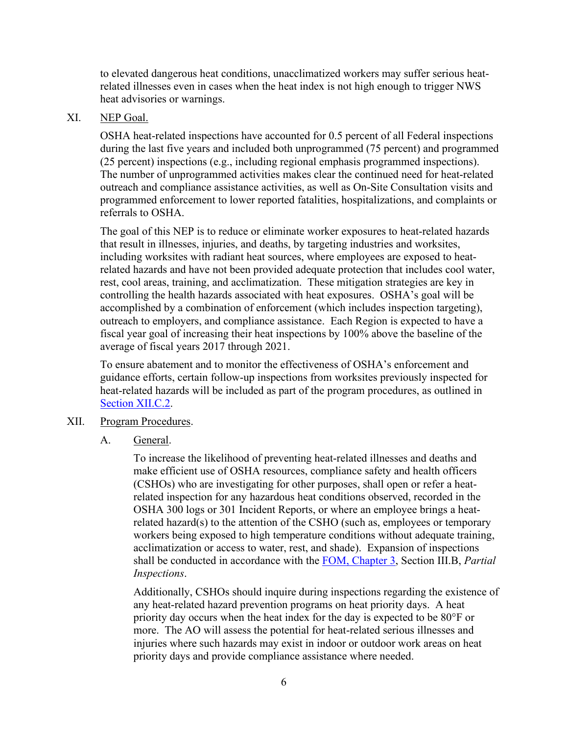to elevated dangerous heat conditions, unacclimatized workers may suffer serious heat-related illnesses even in cases when the heat index is not high enough to trigger NWS heat advisories or warnings.

## XI. NEP Goal.

OSHA heat-related inspections have accounted for 0.5 percent of all Federal inspections during the last five years and included both unprogrammed (75 percent) and programmed (25 percent) inspections (e.g., including regional emphasis programmed inspections). The number of unprogrammed activities makes clear the continued need for heat-related outreach and compliance assistance activities, as well as On-Site Consultation visits and programmed enforcement to lower reported fatalities, hospitalizations, and complaints or referrals to OSHA.

The goal of this NEP is to reduce or eliminate worker exposures to heat-related hazards that result in illnesses, injuries, and deaths, by targeting industries and worksites, including worksites with radiant heat sources, where employees are exposed to heat-related hazards and have not been provided adequate protection that includes cool water, rest, cool areas, training, and acclimatization. These mitigation strategies are key in controlling the health hazards associated with heat exposures. OSHA's goal will be accomplished by a combination of enforcement (which includes inspection targeting), outreach to employers, and compliance assistance. Each Region is expected to have a fiscal year goal of increasing their heat inspections by 100% above the baseline of the average of fiscal years 2017 through 2021.

To ensure abatement and to monitor the effectiveness of OSHA's enforcement and guidance efforts, certain follow-up inspections from worksites previously inspected for heat-related hazards will be included as part of the program procedures, as outlined in Section XII.C.2.

## XII. Program Procedures.

### A. General.

To increase the likelihood of preventing heat-related illnesses and deaths and make efficient use of OSHA resources, compliance safety and health officers (CSHOs) who are investigating for other purposes, shall open or refer a heat-related inspection for any hazardous heat conditions observed, recorded in the OSHA 300 logs or 301 Incident Reports, or where an employee brings a heat-related hazard(s) to the attention of the CSHO (such as, employees or temporary workers being exposed to high temperature conditions without adequate training, acclimatization or access to water, rest, and shade). Expansion of inspections shall be conducted in accordance with the FOM, Chapter 3, Section III.B, *Partial Inspections*.

Additionally, CSHOs should inquire during inspections regarding the existence of any heat-related hazard prevention programs on heat priority days. A heat priority day occurs when the heat index for the day is expected to be 80°F or more. The AO will assess the potential for heat-related serious illnesses and injuries where such hazards may exist in indoor or outdoor work areas on heat priority days and provide compliance assistance where needed.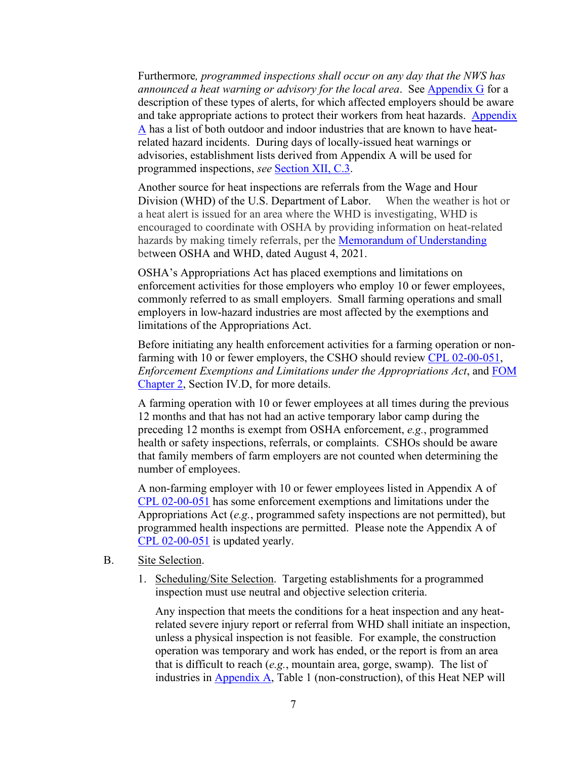Furthermore*, programmed inspections shall occur on any day that the NWS has announced a heat warning or advisory for the local area*. See Appendix G for a description of these types of alerts, for which affected employers should be aware and take appropriate actions to protect their workers from heat hazards. Appendix A has a list of both outdoor and indoor industries that are known to have heat-related hazard incidents. During days of locally-issued heat warnings or advisories, establishment lists derived from Appendix A will be used for programmed inspections, *see* Section XII, C.3.

Another source for heat inspections are referrals from the Wage and Hour Division (WHD) of the U.S. Department of Labor. When the weather is hot or a heat alert is issued for an area where the WHD is investigating, WHD is encouraged to coordinate with OSHA by providing information on heat-related hazards by making timely referrals, per the Memorandum of Understanding between OSHA and WHD, dated August 4, 2021.

OSHA's Appropriations Act has placed exemptions and limitations on enforcement activities for those employers who employ 10 or fewer employees, commonly referred to as small employers. Small farming operations and small employers in low-hazard industries are most affected by the exemptions and limitations of the Appropriations Act.

Before initiating any health enforcement activities for a farming operation or non-farming with 10 or fewer employers, the CSHO should review CPL 02-00-051, *Enforcement Exemptions and Limitations under the Appropriations Act*, and FOM Chapter 2, Section IV.D, for more details.

A farming operation with 10 or fewer employees at all times during the previous 12 months and that has not had an active temporary labor camp during the preceding 12 months is exempt from OSHA enforcement, *e.g.*, programmed health or safety inspections, referrals, or complaints. CSHOs should be aware that family members of farm employers are not counted when determining the number of employees.

A non-farming employer with 10 or fewer employees listed in Appendix A of CPL 02-00-051 has some enforcement exemptions and limitations under the Appropriations Act (*e.g.*, programmed safety inspections are not permitted), but programmed health inspections are permitted. Please note the Appendix A of CPL 02-00-051 is updated yearly.

B. Site Selection.

1. Scheduling/Site Selection. Targeting establishments for a programmed inspection must use neutral and objective selection criteria.

   Any inspection that meets the conditions for a heat inspection and any heat-related severe injury report or referral from WHD shall initiate an inspection, unless a physical inspection is not feasible. For example, the construction operation was temporary and work has ended, or the report is from an area that is difficult to reach (*e.g.*, mountain area, gorge, swamp). The list of industries in Appendix A, Table 1 (non-construction), of this Heat NEP will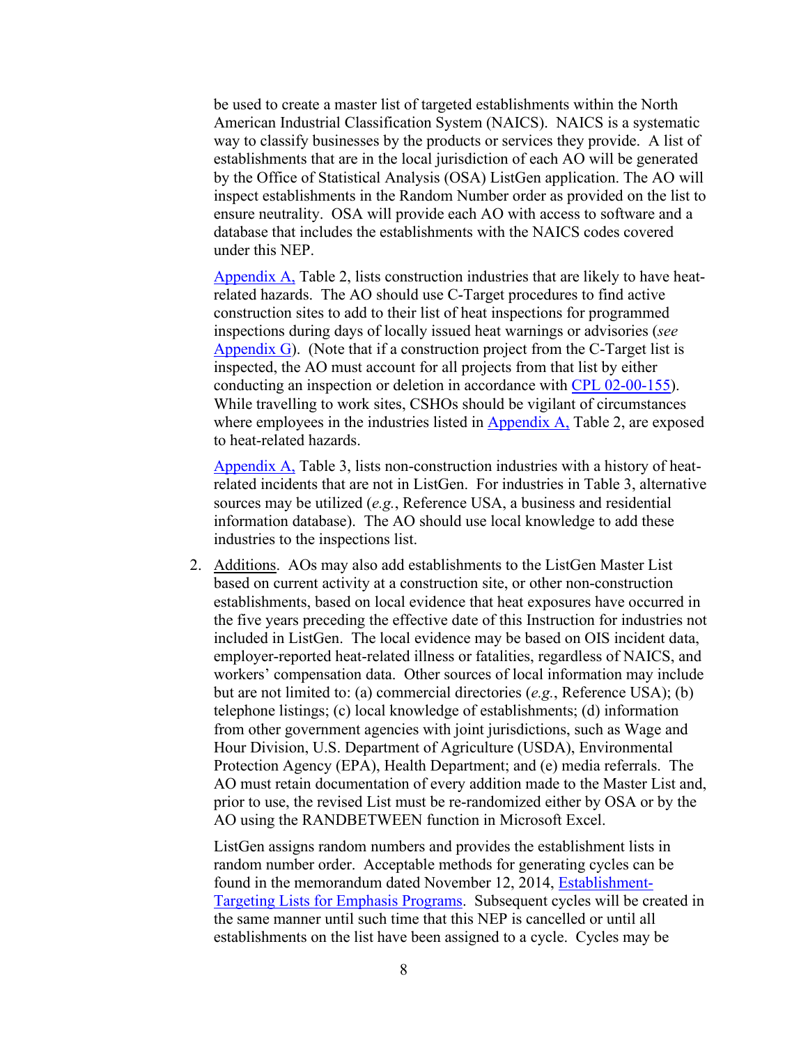be used to create a master list of targeted establishments within the North American Industrial Classification System (NAICS). NAICS is a systematic way to classify businesses by the products or services they provide. A list of establishments that are in the local jurisdiction of each AO will be generated by the Office of Statistical Analysis (OSA) ListGen application. The AO will inspect establishments in the Random Number order as provided on the list to ensure neutrality. OSA will provide each AO with access to software and a database that includes the establishments with the NAICS codes covered under this NEP.

Appendix A, Table 2, lists construction industries that are likely to have heat-related hazards. The AO should use C-Target procedures to find active construction sites to add to their list of heat inspections for programmed inspections during days of locally issued heat warnings or advisories (*see* Appendix G). (Note that if a construction project from the C-Target list is inspected, the AO must account for all projects from that list by either conducting an inspection or deletion in accordance with CPL 02-00-155). While travelling to work sites, CSHOs should be vigilant of circumstances where employees in the industries listed in Appendix A, Table 2, are exposed to heat-related hazards.

Appendix A, Table 3, lists non-construction industries with a history of heat-related incidents that are not in ListGen. For industries in Table 3, alternative sources may be utilized (*e.g.*, Reference USA, a business and residential information database). The AO should use local knowledge to add these industries to the inspections list.

2. Additions. AOs may also add establishments to the ListGen Master List based on current activity at a construction site, or other non-construction establishments, based on local evidence that heat exposures have occurred in the five years preceding the effective date of this Instruction for industries not included in ListGen. The local evidence may be based on OIS incident data, employer-reported heat-related illness or fatalities, regardless of NAICS, and workers' compensation data. Other sources of local information may include but are not limited to: (a) commercial directories (*e.g.*, Reference USA); (b) telephone listings; (c) local knowledge of establishments; (d) information from other government agencies with joint jurisdictions, such as Wage and Hour Division, U.S. Department of Agriculture (USDA), Environmental Protection Agency (EPA), Health Department; and (e) media referrals. The AO must retain documentation of every addition made to the Master List and, prior to use, the revised List must be re-randomized either by OSA or by the AO using the RANDBETWEEN function in Microsoft Excel.

   ListGen assigns random numbers and provides the establishment lists in random number order. Acceptable methods for generating cycles can be found in the memorandum dated November 12, 2014, Establishment-Targeting Lists for Emphasis Programs. Subsequent cycles will be created in the same manner until such time that this NEP is cancelled or until all establishments on the list have been assigned to a cycle. Cycles may be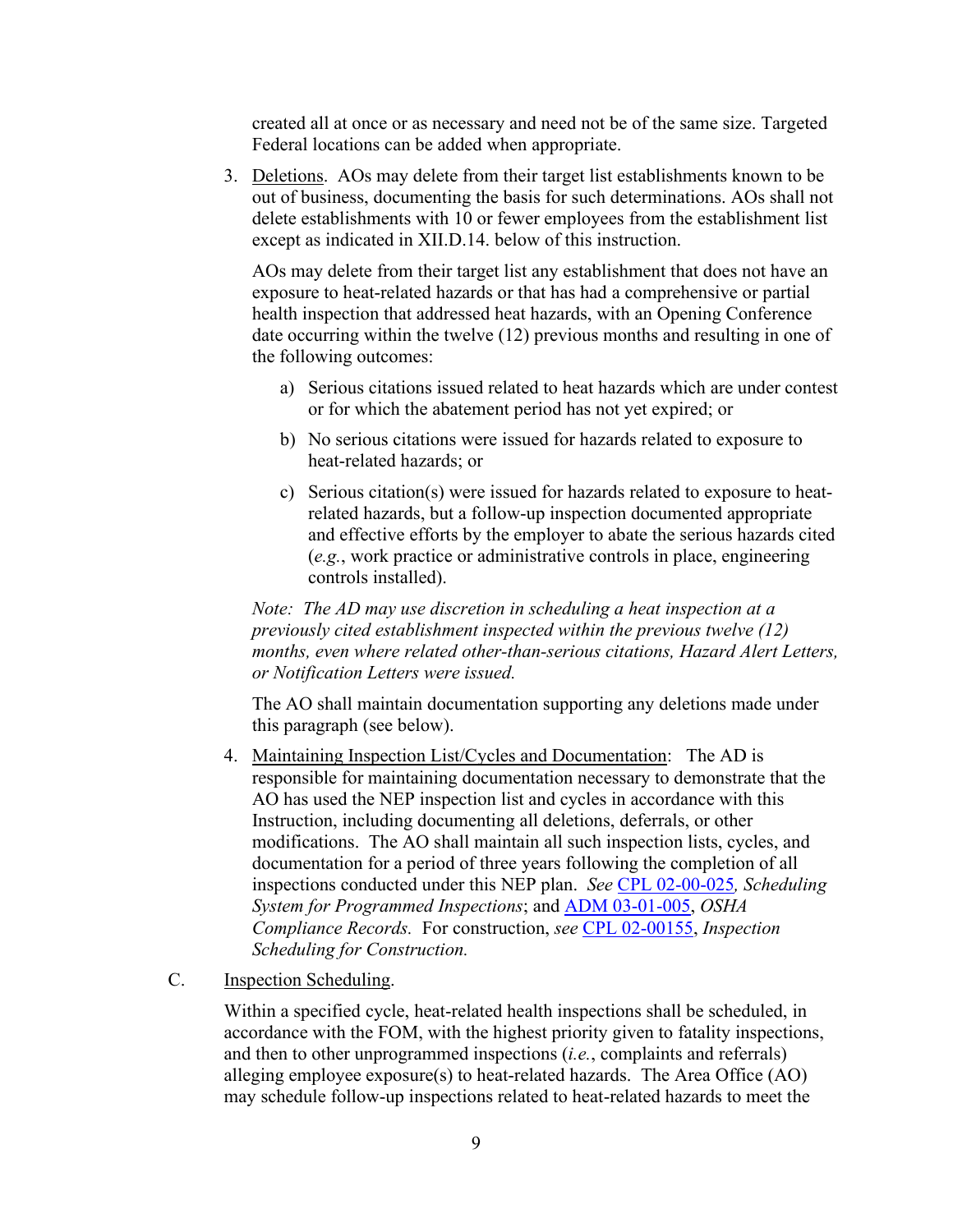created all at once or as necessary and need not be of the same size. Targeted Federal locations can be added when appropriate.

3. Deletions. AOs may delete from their target list establishments known to be out of business, documenting the basis for such determinations. AOs shall not delete establishments with 10 or fewer employees from the establishment list except as indicated in XII.D.14. below of this instruction.

   AOs may delete from their target list any establishment that does not have an exposure to heat-related hazards or that has had a comprehensive or partial health inspection that addressed heat hazards, with an Opening Conference date occurring within the twelve (12) previous months and resulting in one of the following outcomes:

   a) Serious citations issued related to heat hazards which are under contest or for which the abatement period has not yet expired; or

   b) No serious citations were issued for hazards related to exposure to heat-related hazards; or

   c) Serious citation(s) were issued for hazards related to exposure to heat-related hazards, but a follow-up inspection documented appropriate and effective efforts by the employer to abate the serious hazards cited (*e.g.*, work practice or administrative controls in place, engineering controls installed).

   *Note: The AD may use discretion in scheduling a heat inspection at a previously cited establishment inspected within the previous twelve (12) months, even where related other-than-serious citations, Hazard Alert Letters, or Notification Letters were issued.*

   The AO shall maintain documentation supporting any deletions made under this paragraph (see below).

4. Maintaining Inspection List/Cycles and Documentation: The AD is responsible for maintaining documentation necessary to demonstrate that the AO has used the NEP inspection list and cycles in accordance with this Instruction, including documenting all deletions, deferrals, or other modifications. The AO shall maintain all such inspection lists, cycles, and documentation for a period of three years following the completion of all inspections conducted under this NEP plan. *See* CPL 02-00-025*, Scheduling System for Programmed Inspections*; and ADM 03-01-005, *OSHA Compliance Records.* For construction, *see* CPL 02-00155, *Inspection Scheduling for Construction.*

C. Inspection Scheduling.

Within a specified cycle, heat-related health inspections shall be scheduled, in accordance with the FOM, with the highest priority given to fatality inspections, and then to other unprogrammed inspections (*i.e.*, complaints and referrals) alleging employee exposure(s) to heat-related hazards. The Area Office (AO) may schedule follow-up inspections related to heat-related hazards to meet the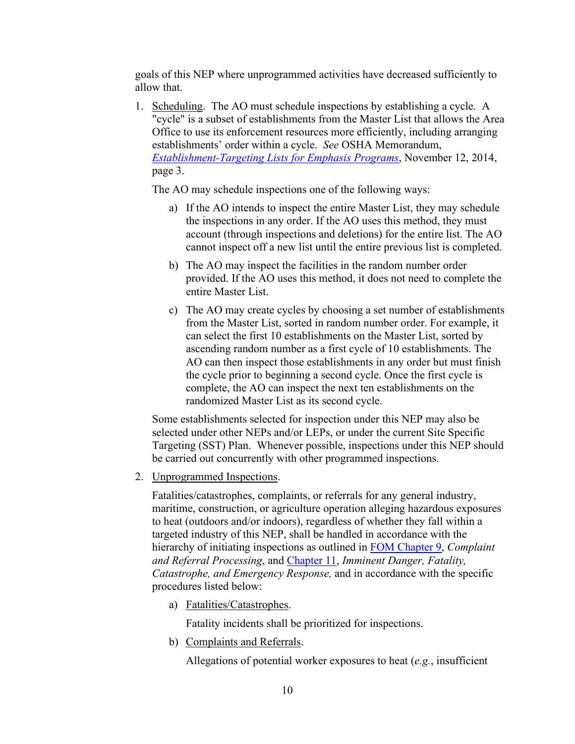goals of this NEP where unprogrammed activities have decreased sufficiently to allow that.

1. Scheduling. The AO must schedule inspections by establishing a cycle. A "cycle" is a subset of establishments from the Master List that allows the Area Office to use its enforcement resources more efficiently, including arranging establishments' order within a cycle. *See* OSHA Memorandum, [*Establishment-Targeting Lists for Emphasis Programs*](), November 12, 2014, page 3.

   The AO may schedule inspections one of the following ways:

   a) If the AO intends to inspect the entire Master List, they may schedule the inspections in any order. If the AO uses this method, they must account (through inspections and deletions) for the entire list. The AO cannot inspect off a new list until the entire previous list is completed.

   b) The AO may inspect the facilities in the random number order provided. If the AO uses this method, it does not need to complete the entire Master List.

   c) The AO may create cycles by choosing a set number of establishments from the Master List, sorted in random number order. For example, it can select the first 10 establishments on the Master List, sorted by ascending random number as a first cycle of 10 establishments. The AO can then inspect those establishments in any order but must finish the cycle prior to beginning a second cycle. Once the first cycle is complete, the AO can inspect the next ten establishments on the randomized Master List as its second cycle.

   Some establishments selected for inspection under this NEP may also be selected under other NEPs and/or LEPs, or under the current Site Specific Targeting (SST) Plan. Whenever possible, inspections under this NEP should be carried out concurrently with other programmed inspections.

2. Unprogrammed Inspections.

   Fatalities/catastrophes, complaints, or referrals for any general industry, maritime, construction, or agriculture operation alleging hazardous exposures to heat (outdoors and/or indoors), regardless of whether they fall within a targeted industry of this NEP, shall be handled in accordance with the hierarchy of initiating inspections as outlined in [FOM Chapter 9](), *Complaint and Referral Processing*, and [Chapter 11](), *Imminent Danger, Fatality, Catastrophe, and Emergency Response,* and in accordance with the specific procedures listed below:

   a) Fatalities/Catastrophes.

      Fatality incidents shall be prioritized for inspections.

   b) Complaints and Referrals.

      Allegations of potential worker exposures to heat (*e.g.*, insufficient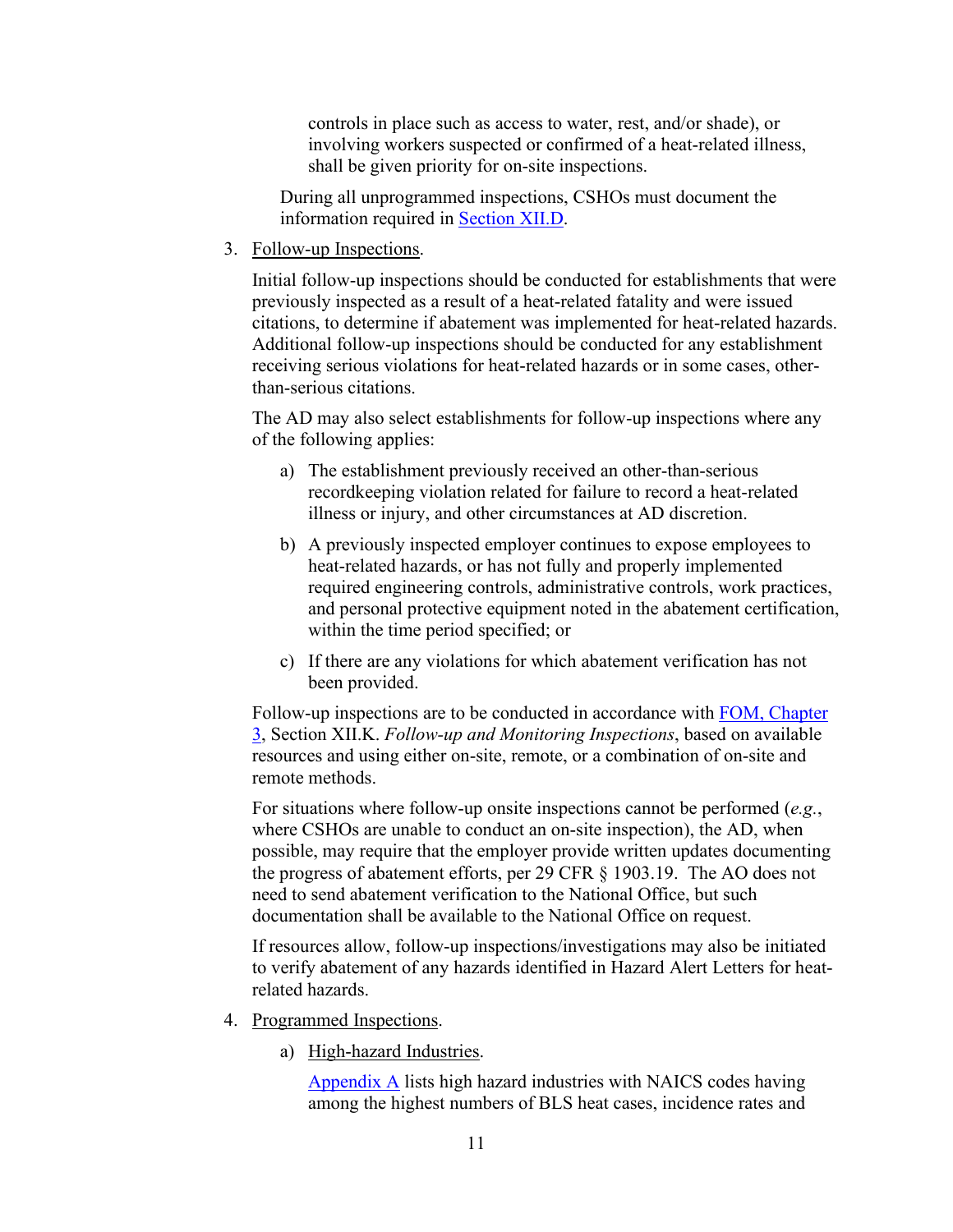controls in place such as access to water, rest, and/or shade), or involving workers suspected or confirmed of a heat-related illness, shall be given priority for on-site inspections.

During all unprogrammed inspections, CSHOs must document the information required in Section XII.D.

3. Follow-up Inspections.

   Initial follow-up inspections should be conducted for establishments that were previously inspected as a result of a heat-related fatality and were issued citations, to determine if abatement was implemented for heat-related hazards. Additional follow-up inspections should be conducted for any establishment receiving serious violations for heat-related hazards or in some cases, other-than-serious citations.

   The AD may also select establishments for follow-up inspections where any of the following applies:

   a) The establishment previously received an other-than-serious recordkeeping violation related for failure to record a heat-related illness or injury, and other circumstances at AD discretion.

   b) A previously inspected employer continues to expose employees to heat-related hazards, or has not fully and properly implemented required engineering controls, administrative controls, work practices, and personal protective equipment noted in the abatement certification, within the time period specified; or

   c) If there are any violations for which abatement verification has not been provided.

   Follow-up inspections are to be conducted in accordance with FOM, Chapter 3, Section XII.K. *Follow-up and Monitoring Inspections*, based on available resources and using either on-site, remote, or a combination of on-site and remote methods.

   For situations where follow-up onsite inspections cannot be performed (*e.g.*, where CSHOs are unable to conduct an on-site inspection), the AD, when possible, may require that the employer provide written updates documenting the progress of abatement efforts, per 29 CFR § 1903.19. The AO does not need to send abatement verification to the National Office, but such documentation shall be available to the National Office on request.

   If resources allow, follow-up inspections/investigations may also be initiated to verify abatement of any hazards identified in Hazard Alert Letters for heat-related hazards.

4. Programmed Inspections.

   a) High-hazard Industries.

      Appendix A lists high hazard industries with NAICS codes having among the highest numbers of BLS heat cases, incidence rates and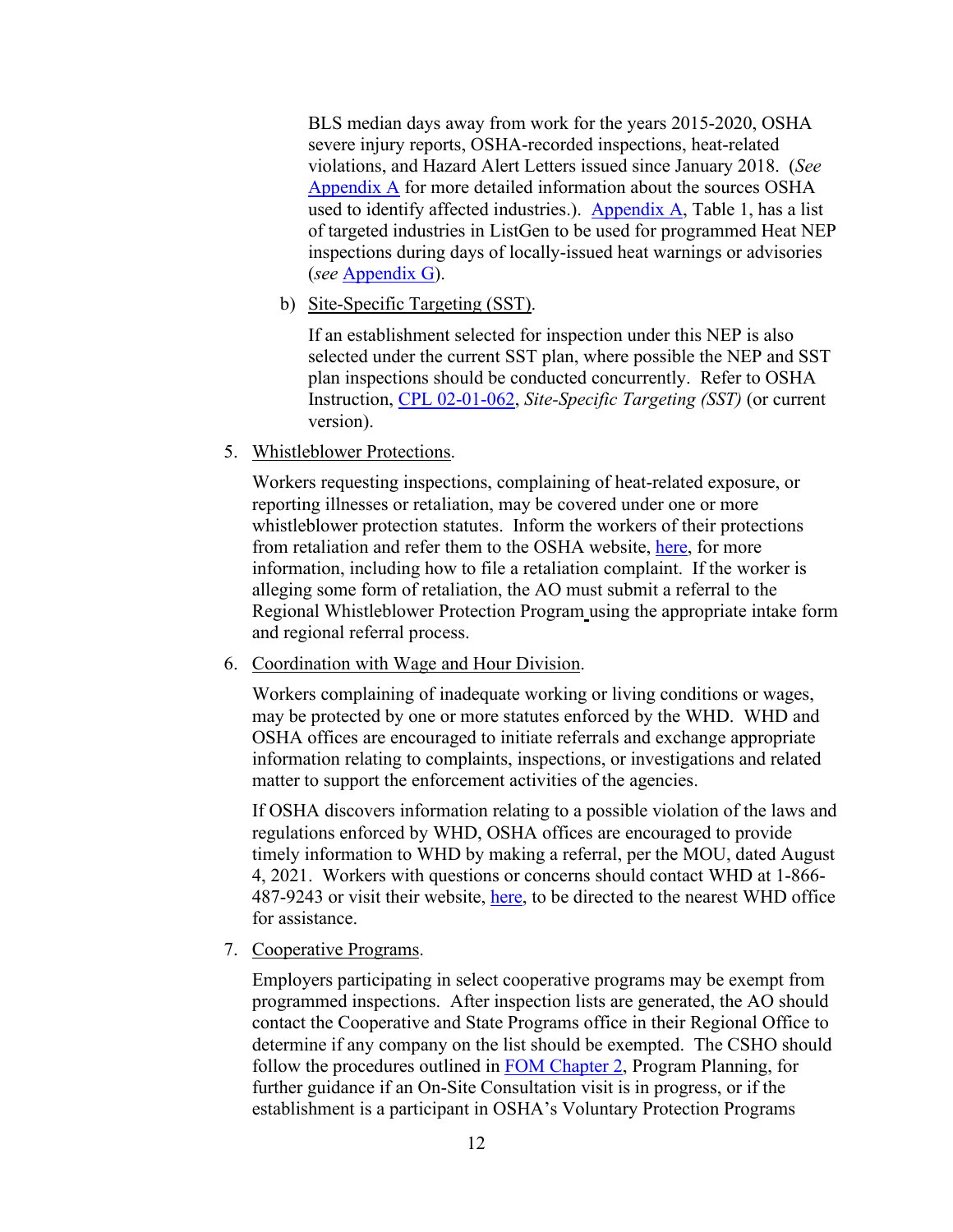BLS median days away from work for the years 2015-2020, OSHA severe injury reports, OSHA-recorded inspections, heat-related violations, and Hazard Alert Letters issued since January 2018. (*See* Appendix A for more detailed information about the sources OSHA used to identify affected industries.). Appendix A, Table 1, has a list of targeted industries in ListGen to be used for programmed Heat NEP inspections during days of locally-issued heat warnings or advisories (*see* Appendix G).

b) Site-Specific Targeting (SST).

If an establishment selected for inspection under this NEP is also selected under the current SST plan, where possible the NEP and SST plan inspections should be conducted concurrently. Refer to OSHA Instruction, CPL 02-01-062, *Site-Specific Targeting (SST)* (or current version).

5. Whistleblower Protections.

Workers requesting inspections, complaining of heat-related exposure, or reporting illnesses or retaliation, may be covered under one or more whistleblower protection statutes. Inform the workers of their protections from retaliation and refer them to the OSHA website, here, for more information, including how to file a retaliation complaint. If the worker is alleging some form of retaliation, the AO must submit a referral to the Regional Whistleblower Protection Program using the appropriate intake form and regional referral process.

6. Coordination with Wage and Hour Division.

Workers complaining of inadequate working or living conditions or wages, may be protected by one or more statutes enforced by the WHD. WHD and OSHA offices are encouraged to initiate referrals and exchange appropriate information relating to complaints, inspections, or investigations and related matter to support the enforcement activities of the agencies.

If OSHA discovers information relating to a possible violation of the laws and regulations enforced by WHD, OSHA offices are encouraged to provide timely information to WHD by making a referral, per the MOU, dated August 4, 2021. Workers with questions or concerns should contact WHD at 1-866-487-9243 or visit their website, here, to be directed to the nearest WHD office for assistance.

7. Cooperative Programs.

Employers participating in select cooperative programs may be exempt from programmed inspections. After inspection lists are generated, the AO should contact the Cooperative and State Programs office in their Regional Office to determine if any company on the list should be exempted. The CSHO should follow the procedures outlined in FOM Chapter 2, Program Planning, for further guidance if an On-Site Consultation visit is in progress, or if the establishment is a participant in OSHA's Voluntary Protection Programs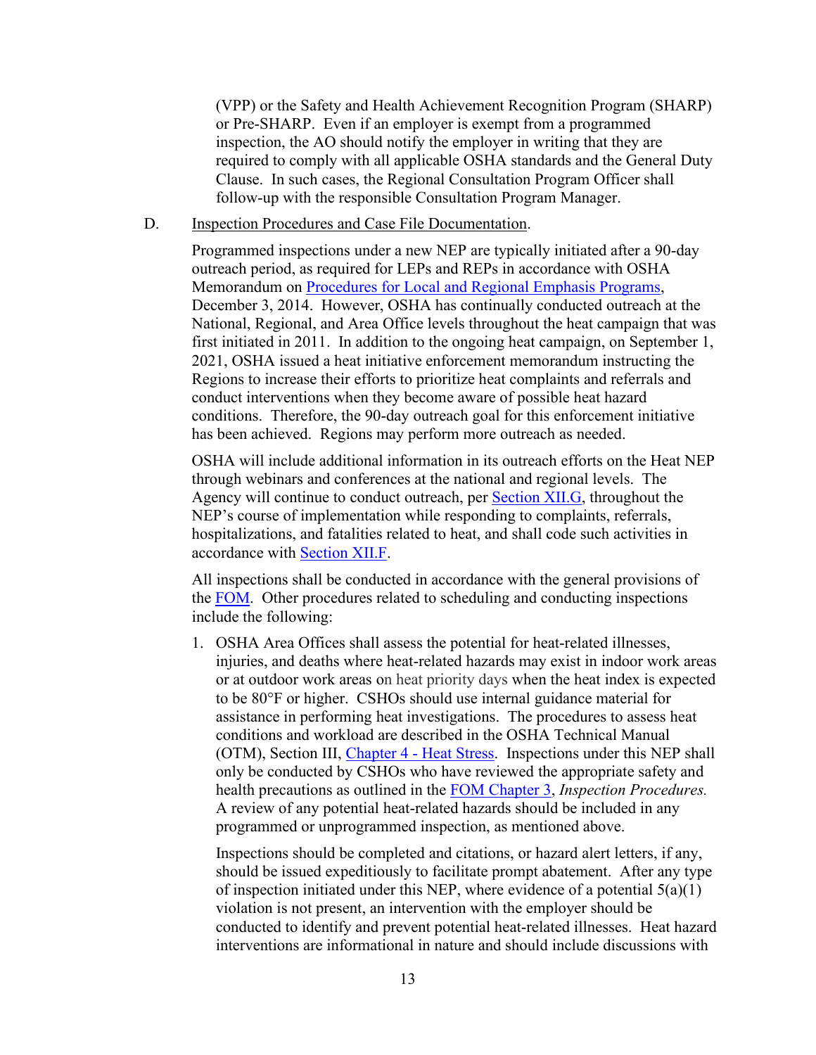(VPP) or the Safety and Health Achievement Recognition Program (SHARP) or Pre-SHARP. Even if an employer is exempt from a programmed inspection, the AO should notify the employer in writing that they are required to comply with all applicable OSHA standards and the General Duty Clause. In such cases, the Regional Consultation Program Officer shall follow-up with the responsible Consultation Program Manager.

D. Inspection Procedures and Case File Documentation.

Programmed inspections under a new NEP are typically initiated after a 90-day outreach period, as required for LEPs and REPs in accordance with OSHA Memorandum on Procedures for Local and Regional Emphasis Programs, December 3, 2014. However, OSHA has continually conducted outreach at the National, Regional, and Area Office levels throughout the heat campaign that was first initiated in 2011. In addition to the ongoing heat campaign, on September 1, 2021, OSHA issued a heat initiative enforcement memorandum instructing the Regions to increase their efforts to prioritize heat complaints and referrals and conduct interventions when they become aware of possible heat hazard conditions. Therefore, the 90-day outreach goal for this enforcement initiative has been achieved. Regions may perform more outreach as needed.

OSHA will include additional information in its outreach efforts on the Heat NEP through webinars and conferences at the national and regional levels. The Agency will continue to conduct outreach, per Section XII.G, throughout the NEP's course of implementation while responding to complaints, referrals, hospitalizations, and fatalities related to heat, and shall code such activities in accordance with Section XII.F.

All inspections shall be conducted in accordance with the general provisions of the FOM. Other procedures related to scheduling and conducting inspections include the following:

1. OSHA Area Offices shall assess the potential for heat-related illnesses, injuries, and deaths where heat-related hazards may exist in indoor work areas or at outdoor work areas on heat priority days when the heat index is expected to be 80°F or higher. CSHOs should use internal guidance material for assistance in performing heat investigations. The procedures to assess heat conditions and workload are described in the OSHA Technical Manual (OTM), Section III, Chapter 4 - Heat Stress. Inspections under this NEP shall only be conducted by CSHOs who have reviewed the appropriate safety and health precautions as outlined in the FOM Chapter 3, *Inspection Procedures.* A review of any potential heat-related hazards should be included in any programmed or unprogrammed inspection, as mentioned above.

   Inspections should be completed and citations, or hazard alert letters, if any, should be issued expeditiously to facilitate prompt abatement. After any type of inspection initiated under this NEP, where evidence of a potential 5(a)(1) violation is not present, an intervention with the employer should be conducted to identify and prevent potential heat-related illnesses. Heat hazard interventions are informational in nature and should include discussions with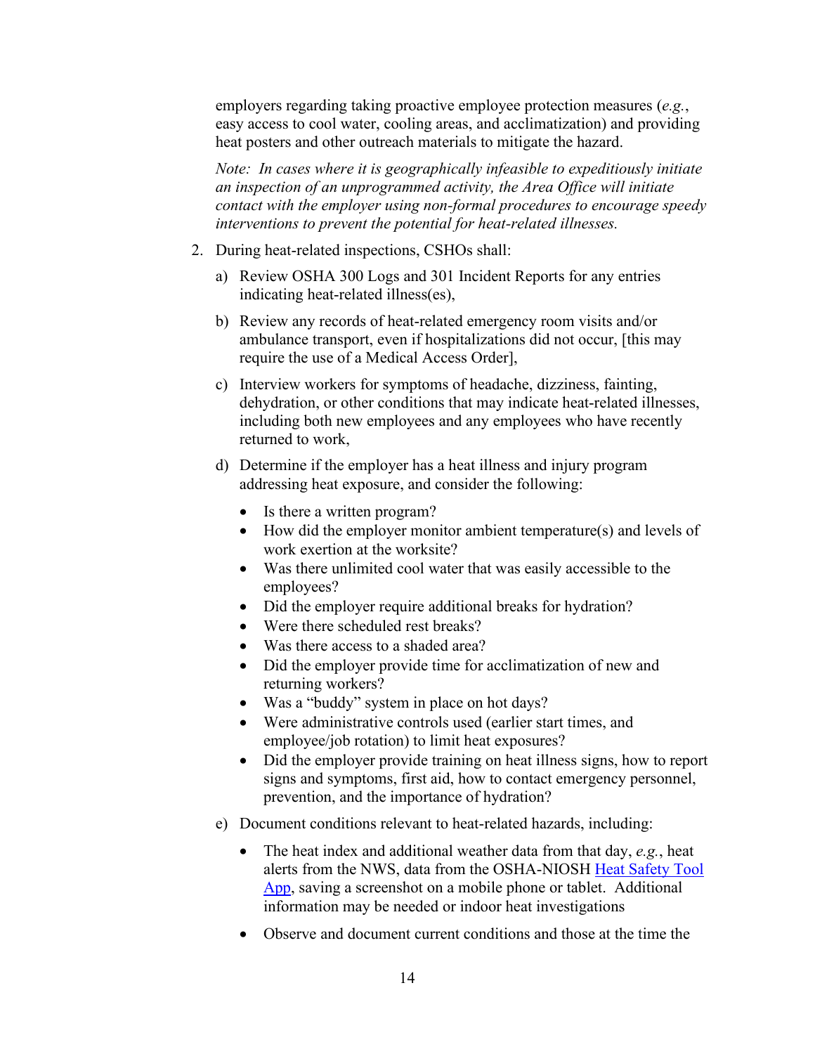employers regarding taking proactive employee protection measures (*e.g.*, easy access to cool water, cooling areas, and acclimatization) and providing heat posters and other outreach materials to mitigate the hazard.

*Note: In cases where it is geographically infeasible to expeditiously initiate an inspection of an unprogrammed activity, the Area Office will initiate contact with the employer using non-formal procedures to encourage speedy interventions to prevent the potential for heat-related illnesses.*

2. During heat-related inspections, CSHOs shall:

   a) Review OSHA 300 Logs and 301 Incident Reports for any entries indicating heat-related illness(es),

   b) Review any records of heat-related emergency room visits and/or ambulance transport, even if hospitalizations did not occur, [this may require the use of a Medical Access Order],

   c) Interview workers for symptoms of headache, dizziness, fainting, dehydration, or other conditions that may indicate heat-related illnesses, including both new employees and any employees who have recently returned to work,

   d) Determine if the employer has a heat illness and injury program addressing heat exposure, and consider the following:

      - Is there a written program?
      - How did the employer monitor ambient temperature(s) and levels of work exertion at the worksite?
      - Was there unlimited cool water that was easily accessible to the employees?
      - Did the employer require additional breaks for hydration?
      - Were there scheduled rest breaks?
      - Was there access to a shaded area?
      - Did the employer provide time for acclimatization of new and returning workers?
      - Was a "buddy" system in place on hot days?
      - Were administrative controls used (earlier start times, and employee/job rotation) to limit heat exposures?
      - Did the employer provide training on heat illness signs, how to report signs and symptoms, first aid, how to contact emergency personnel, prevention, and the importance of hydration?

   e) Document conditions relevant to heat-related hazards, including:

      - The heat index and additional weather data from that day, *e.g.*, heat alerts from the NWS, data from the OSHA-NIOSH [Heat Safety Tool App](), saving a screenshot on a mobile phone or tablet. Additional information may be needed or indoor heat investigations

      - Observe and document current conditions and those at the time the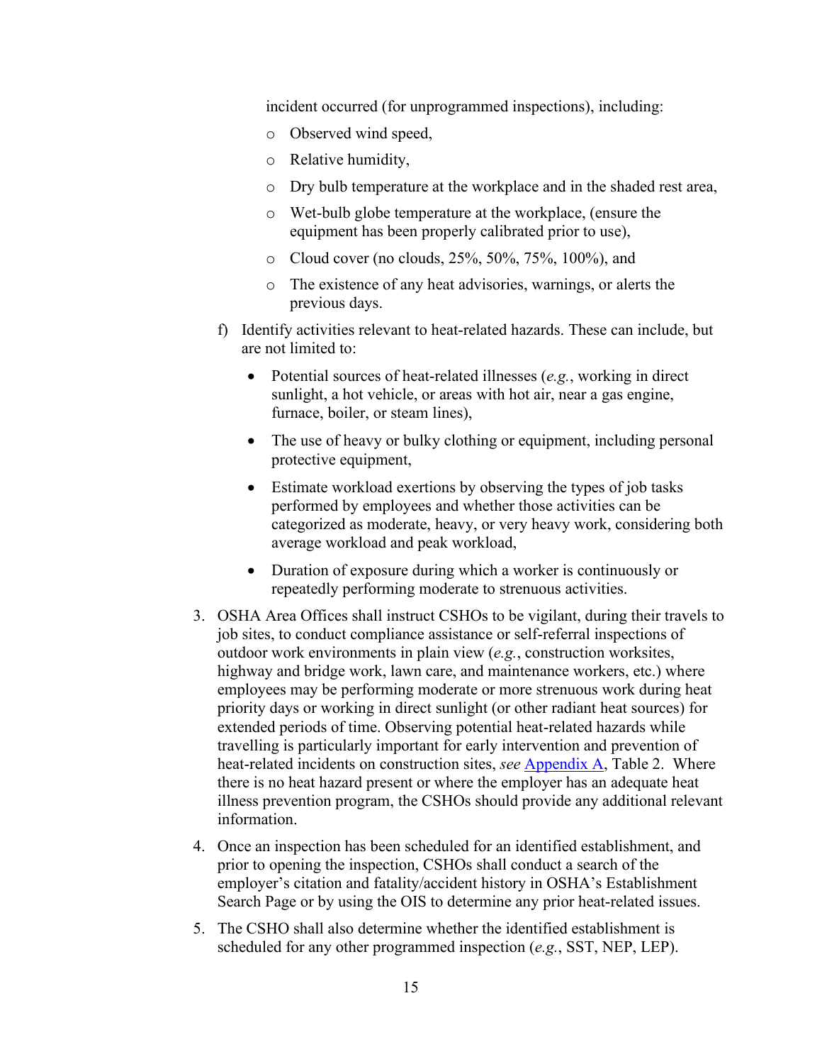incident occurred (for unprogrammed inspections), including:

- Observed wind speed,
- Relative humidity,
- Dry bulb temperature at the workplace and in the shaded rest area,
- Wet-bulb globe temperature at the workplace, (ensure the equipment has been properly calibrated prior to use),
- Cloud cover (no clouds, 25%, 50%, 75%, 100%), and
- The existence of any heat advisories, warnings, or alerts the previous days.

f) Identify activities relevant to heat-related hazards. These can include, but are not limited to:

- Potential sources of heat-related illnesses (*e.g.*, working in direct sunlight, a hot vehicle, or areas with hot air, near a gas engine, furnace, boiler, or steam lines),
- The use of heavy or bulky clothing or equipment, including personal protective equipment,
- Estimate workload exertions by observing the types of job tasks performed by employees and whether those activities can be categorized as moderate, heavy, or very heavy work, considering both average workload and peak workload,
- Duration of exposure during which a worker is continuously or repeatedly performing moderate to strenuous activities.

3. OSHA Area Offices shall instruct CSHOs to be vigilant, during their travels to job sites, to conduct compliance assistance or self-referral inspections of outdoor work environments in plain view (*e.g.*, construction worksites, highway and bridge work, lawn care, and maintenance workers, etc.) where employees may be performing moderate or more strenuous work during heat priority days or working in direct sunlight (or other radiant heat sources) for extended periods of time. Observing potential heat-related hazards while travelling is particularly important for early intervention and prevention of heat-related incidents on construction sites, *see* Appendix A, Table 2. Where there is no heat hazard present or where the employer has an adequate heat illness prevention program, the CSHOs should provide any additional relevant information.

4. Once an inspection has been scheduled for an identified establishment, and prior to opening the inspection, CSHOs shall conduct a search of the employer's citation and fatality/accident history in OSHA's Establishment Search Page or by using the OIS to determine any prior heat-related issues.

5. The CSHO shall also determine whether the identified establishment is scheduled for any other programmed inspection (*e.g.*, SST, NEP, LEP).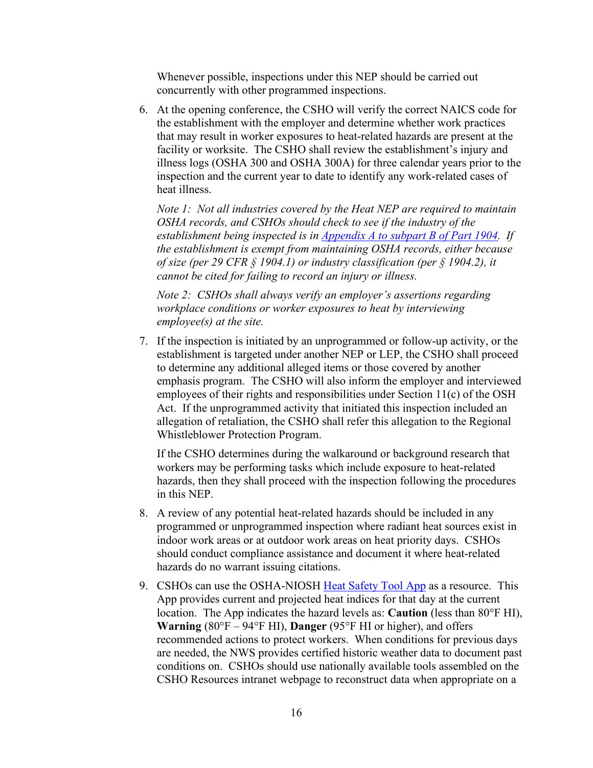Whenever possible, inspections under this NEP should be carried out concurrently with other programmed inspections.

6. At the opening conference, the CSHO will verify the correct NAICS code for the establishment with the employer and determine whether work practices that may result in worker exposures to heat-related hazards are present at the facility or worksite. The CSHO shall review the establishment's injury and illness logs (OSHA 300 and OSHA 300A) for three calendar years prior to the inspection and the current year to date to identify any work-related cases of heat illness.

   *Note 1: Not all industries covered by the Heat NEP are required to maintain OSHA records, and CSHOs should check to see if the industry of the establishment being inspected is in [Appendix A to subpart B of Part 1904](). If the establishment is exempt from maintaining OSHA records, either because of size (per 29 CFR § 1904.1) or industry classification (per § 1904.2), it cannot be cited for failing to record an injury or illness.*

   *Note 2: CSHOs shall always verify an employer's assertions regarding workplace conditions or worker exposures to heat by interviewing employee(s) at the site.*

7. If the inspection is initiated by an unprogrammed or follow-up activity, or the establishment is targeted under another NEP or LEP, the CSHO shall proceed to determine any additional alleged items or those covered by another emphasis program. The CSHO will also inform the employer and interviewed employees of their rights and responsibilities under Section 11(c) of the OSH Act. If the unprogrammed activity that initiated this inspection included an allegation of retaliation, the CSHO shall refer this allegation to the Regional Whistleblower Protection Program.

   If the CSHO determines during the walkaround or background research that workers may be performing tasks which include exposure to heat-related hazards, then they shall proceed with the inspection following the procedures in this NEP.

8. A review of any potential heat-related hazards should be included in any programmed or unprogrammed inspection where radiant heat sources exist in indoor work areas or at outdoor work areas on heat priority days. CSHOs should conduct compliance assistance and document it where heat-related hazards do no warrant issuing citations.

9. CSHOs can use the OSHA-NIOSH [Heat Safety Tool App]() as a resource. This App provides current and projected heat indices for that day at the current location. The App indicates the hazard levels as: **Caution** (less than 80°F HI), **Warning** (80°F – 94°F HI), **Danger** (95°F HI or higher), and offers recommended actions to protect workers. When conditions for previous days are needed, the NWS provides certified historic weather data to document past conditions on. CSHOs should use nationally available tools assembled on the CSHO Resources intranet webpage to reconstruct data when appropriate on a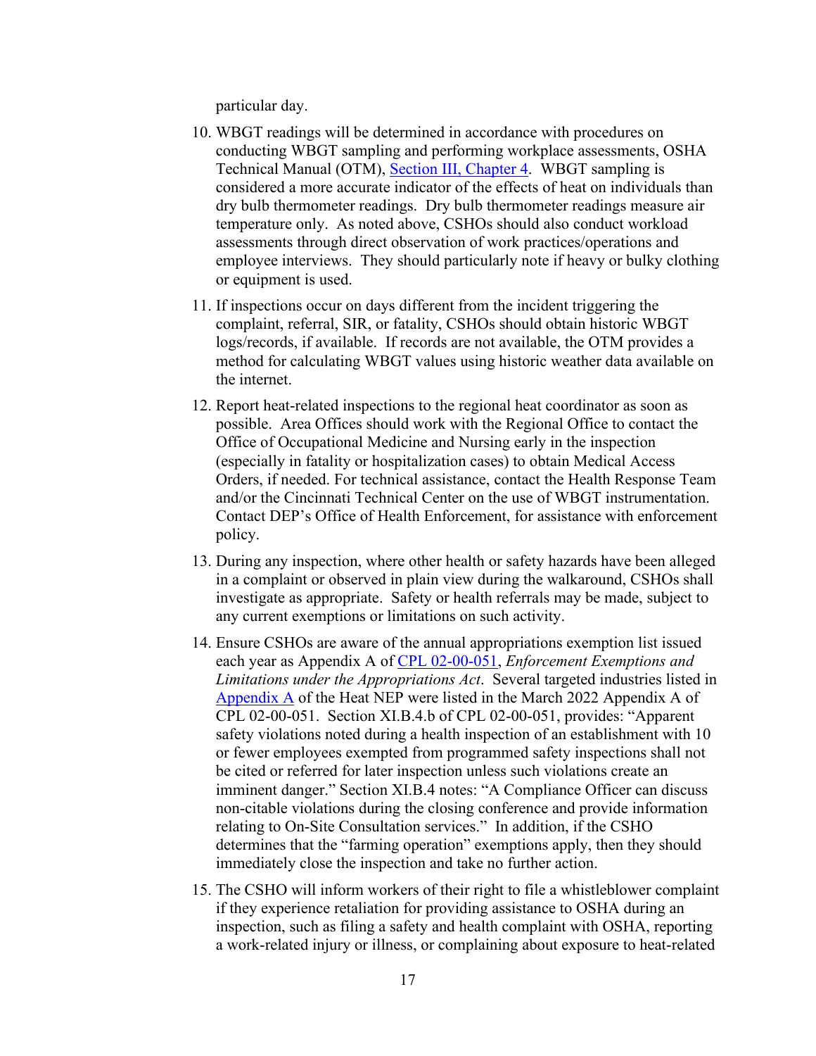particular day.

10. WBGT readings will be determined in accordance with procedures on conducting WBGT sampling and performing workplace assessments, OSHA Technical Manual (OTM), [Section III, Chapter 4](). WBGT sampling is considered a more accurate indicator of the effects of heat on individuals than dry bulb thermometer readings. Dry bulb thermometer readings measure air temperature only. As noted above, CSHOs should also conduct workload assessments through direct observation of work practices/operations and employee interviews. They should particularly note if heavy or bulky clothing or equipment is used.

11. If inspections occur on days different from the incident triggering the complaint, referral, SIR, or fatality, CSHOs should obtain historic WBGT logs/records, if available. If records are not available, the OTM provides a method for calculating WBGT values using historic weather data available on the internet.

12. Report heat-related inspections to the regional heat coordinator as soon as possible. Area Offices should work with the Regional Office to contact the Office of Occupational Medicine and Nursing early in the inspection (especially in fatality or hospitalization cases) to obtain Medical Access Orders, if needed. For technical assistance, contact the Health Response Team and/or the Cincinnati Technical Center on the use of WBGT instrumentation. Contact DEP's Office of Health Enforcement, for assistance with enforcement policy.

13. During any inspection, where other health or safety hazards have been alleged in a complaint or observed in plain view during the walkaround, CSHOs shall investigate as appropriate. Safety or health referrals may be made, subject to any current exemptions or limitations on such activity.

14. Ensure CSHOs are aware of the annual appropriations exemption list issued each year as Appendix A of [CPL 02-00-051](), *Enforcement Exemptions and Limitations under the Appropriations Act*. Several targeted industries listed in [Appendix A]() of the Heat NEP were listed in the March 2022 Appendix A of CPL 02-00-051. Section XI.B.4.b of CPL 02-00-051, provides: "Apparent safety violations noted during a health inspection of an establishment with 10 or fewer employees exempted from programmed safety inspections shall not be cited or referred for later inspection unless such violations create an imminent danger." Section XI.B.4 notes: "A Compliance Officer can discuss non-citable violations during the closing conference and provide information relating to On-Site Consultation services." In addition, if the CSHO determines that the "farming operation" exemptions apply, then they should immediately close the inspection and take no further action.

15. The CSHO will inform workers of their right to file a whistleblower complaint if they experience retaliation for providing assistance to OSHA during an inspection, such as filing a safety and health complaint with OSHA, reporting a work-related injury or illness, or complaining about exposure to heat-related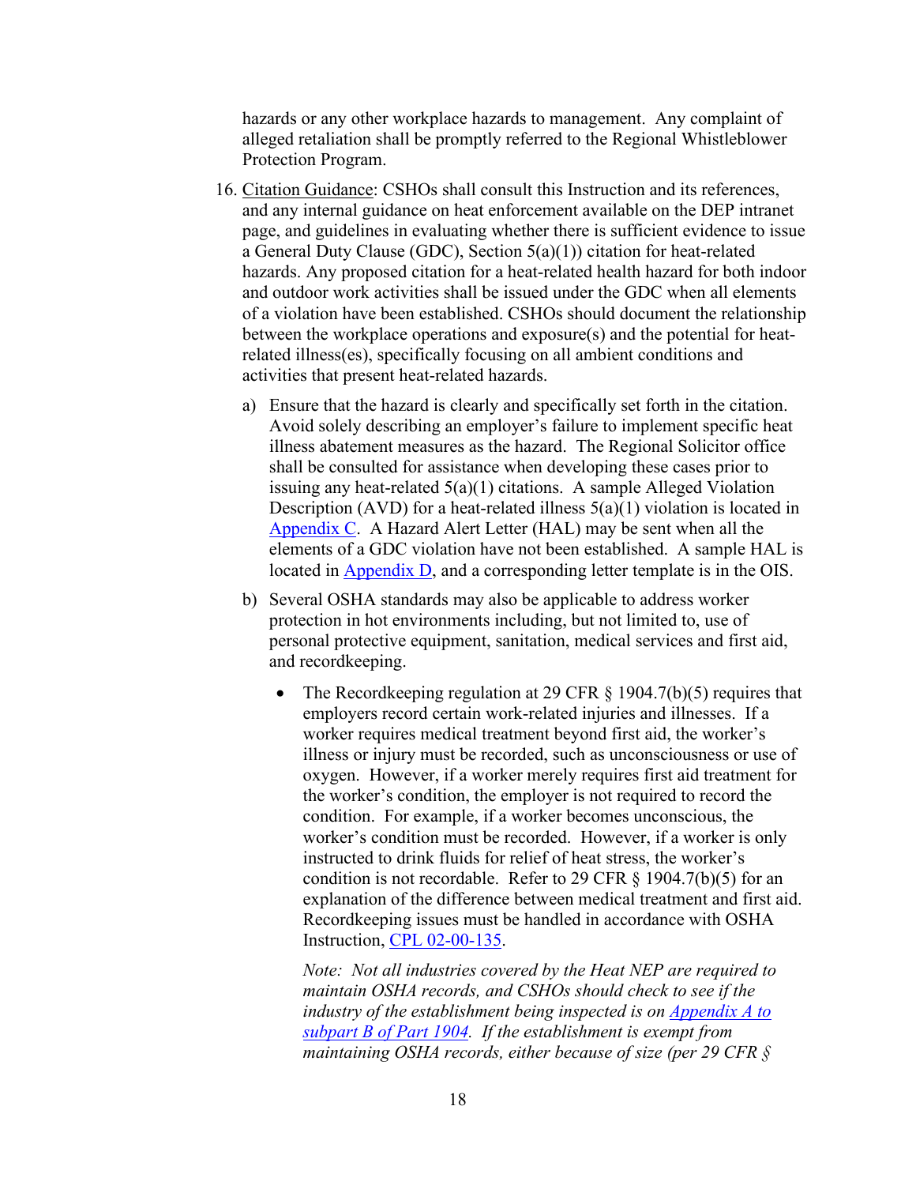hazards or any other workplace hazards to management. Any complaint of alleged retaliation shall be promptly referred to the Regional Whistleblower Protection Program.

16. Citation Guidance: CSHOs shall consult this Instruction and its references, and any internal guidance on heat enforcement available on the DEP intranet page, and guidelines in evaluating whether there is sufficient evidence to issue a General Duty Clause (GDC), Section 5(a)(1)) citation for heat-related hazards. Any proposed citation for a heat-related health hazard for both indoor and outdoor work activities shall be issued under the GDC when all elements of a violation have been established. CSHOs should document the relationship between the workplace operations and exposure(s) and the potential for heat-related illness(es), specifically focusing on all ambient conditions and activities that present heat-related hazards.

    a) Ensure that the hazard is clearly and specifically set forth in the citation. Avoid solely describing an employer's failure to implement specific heat illness abatement measures as the hazard. The Regional Solicitor office shall be consulted for assistance when developing these cases prior to issuing any heat-related 5(a)(1) citations. A sample Alleged Violation Description (AVD) for a heat-related illness 5(a)(1) violation is located in Appendix C. A Hazard Alert Letter (HAL) may be sent when all the elements of a GDC violation have not been established. A sample HAL is located in Appendix D, and a corresponding letter template is in the OIS.

    b) Several OSHA standards may also be applicable to address worker protection in hot environments including, but not limited to, use of personal protective equipment, sanitation, medical services and first aid, and recordkeeping.

        - The Recordkeeping regulation at 29 CFR § 1904.7(b)(5) requires that employers record certain work-related injuries and illnesses. If a worker requires medical treatment beyond first aid, the worker's illness or injury must be recorded, such as unconsciousness or use of oxygen. However, if a worker merely requires first aid treatment for the worker's condition, the employer is not required to record the condition. For example, if a worker becomes unconscious, the worker's condition must be recorded. However, if a worker is only instructed to drink fluids for relief of heat stress, the worker's condition is not recordable. Refer to 29 CFR § 1904.7(b)(5) for an explanation of the difference between medical treatment and first aid. Recordkeeping issues must be handled in accordance with OSHA Instruction, CPL 02-00-135.

          *Note: Not all industries covered by the Heat NEP are required to maintain OSHA records, and CSHOs should check to see if the industry of the establishment being inspected is on Appendix A to subpart B of Part 1904. If the establishment is exempt from maintaining OSHA records, either because of size (per 29 CFR §*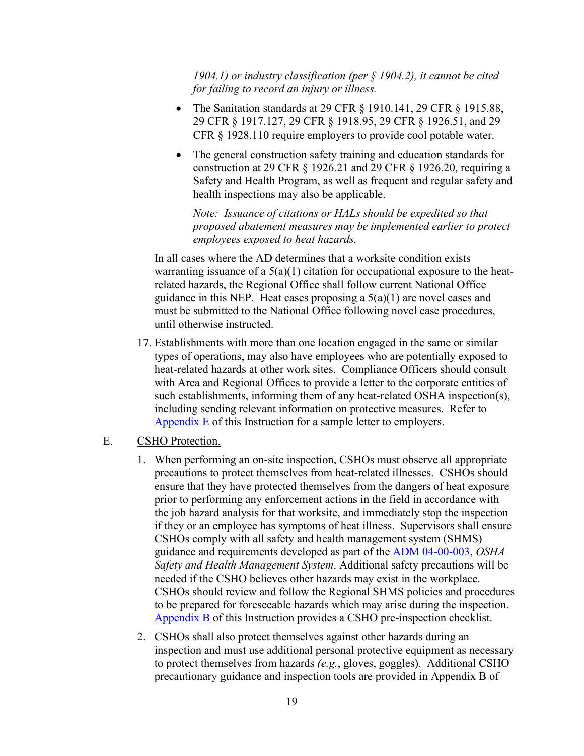*1904.1) or industry classification (per § 1904.2), it cannot be cited for failing to record an injury or illness.*

- The Sanitation standards at 29 CFR § 1910.141, 29 CFR § 1915.88, 29 CFR § 1917.127, 29 CFR § 1918.95, 29 CFR § 1926.51, and 29 CFR § 1928.110 require employers to provide cool potable water.
- The general construction safety training and education standards for construction at 29 CFR § 1926.21 and 29 CFR § 1926.20, requiring a Safety and Health Program, as well as frequent and regular safety and health inspections may also be applicable.

  *Note: Issuance of citations or HALs should be expedited so that proposed abatement measures may be implemented earlier to protect employees exposed to heat hazards.*

In all cases where the AD determines that a worksite condition exists warranting issuance of a 5(a)(1) citation for occupational exposure to the heat-related hazards, the Regional Office shall follow current National Office guidance in this NEP. Heat cases proposing a 5(a)(1) are novel cases and must be submitted to the National Office following novel case procedures, until otherwise instructed.

17. Establishments with more than one location engaged in the same or similar types of operations, may also have employees who are potentially exposed to heat-related hazards at other work sites. Compliance Officers should consult with Area and Regional Offices to provide a letter to the corporate entities of such establishments, informing them of any heat-related OSHA inspection(s), including sending relevant information on protective measures. Refer to Appendix E of this Instruction for a sample letter to employers.

E. CSHO Protection.

1. When performing an on-site inspection, CSHOs must observe all appropriate precautions to protect themselves from heat-related illnesses. CSHOs should ensure that they have protected themselves from the dangers of heat exposure prior to performing any enforcement actions in the field in accordance with the job hazard analysis for that worksite, and immediately stop the inspection if they or an employee has symptoms of heat illness. Supervisors shall ensure CSHOs comply with all safety and health management system (SHMS) guidance and requirements developed as part of the ADM 04-00-003, *OSHA Safety and Health Management System*. Additional safety precautions will be needed if the CSHO believes other hazards may exist in the workplace. CSHOs should review and follow the Regional SHMS policies and procedures to be prepared for foreseeable hazards which may arise during the inspection. Appendix B of this Instruction provides a CSHO pre-inspection checklist.

2. CSHOs shall also protect themselves against other hazards during an inspection and must use additional personal protective equipment as necessary to protect themselves from hazards *(e.g.*, gloves, goggles). Additional CSHO precautionary guidance and inspection tools are provided in Appendix B of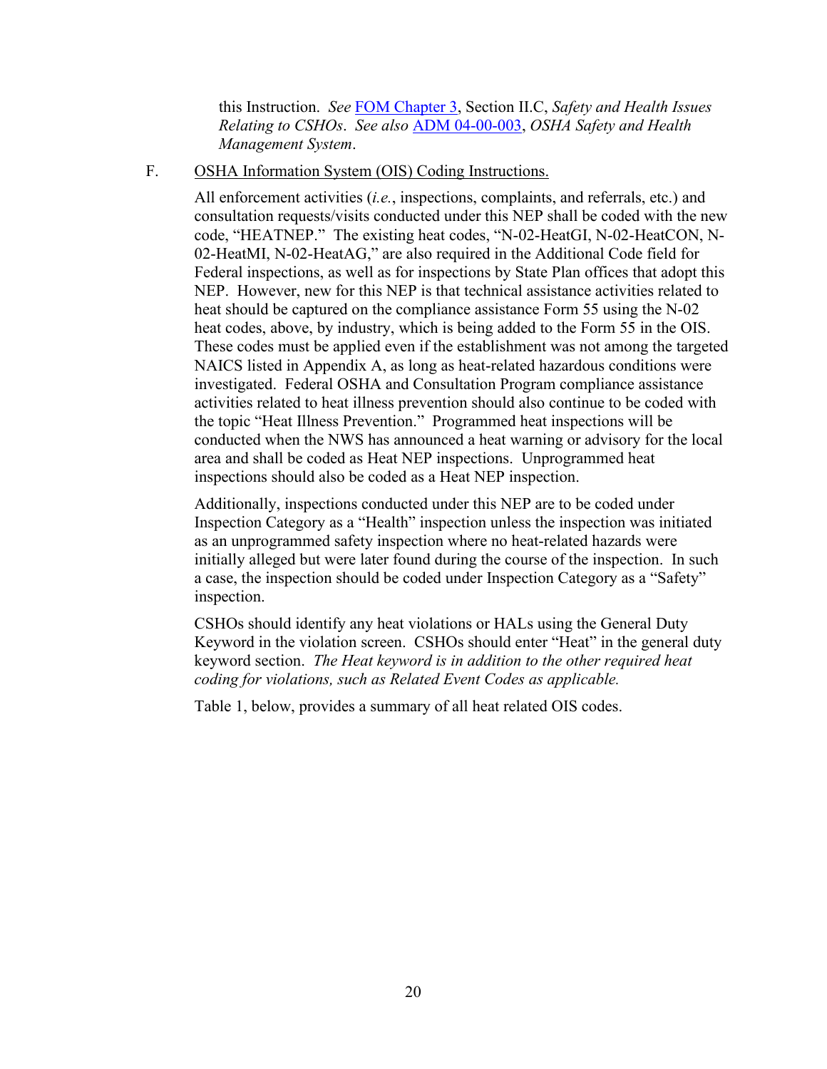this Instruction. *See* FOM Chapter 3, Section II.C, *Safety and Health Issues Relating to CSHOs*. *See also* ADM 04-00-003, *OSHA Safety and Health Management System*.

F. OSHA Information System (OIS) Coding Instructions.

All enforcement activities (*i.e.*, inspections, complaints, and referrals, etc.) and consultation requests/visits conducted under this NEP shall be coded with the new code, "HEATNEP." The existing heat codes, "N-02-HeatGI, N-02-HeatCON, N-02-HeatMI, N-02-HeatAG," are also required in the Additional Code field for Federal inspections, as well as for inspections by State Plan offices that adopt this NEP. However, new for this NEP is that technical assistance activities related to heat should be captured on the compliance assistance Form 55 using the N-02 heat codes, above, by industry, which is being added to the Form 55 in the OIS. These codes must be applied even if the establishment was not among the targeted NAICS listed in Appendix A, as long as heat-related hazardous conditions were investigated. Federal OSHA and Consultation Program compliance assistance activities related to heat illness prevention should also continue to be coded with the topic "Heat Illness Prevention." Programmed heat inspections will be conducted when the NWS has announced a heat warning or advisory for the local area and shall be coded as Heat NEP inspections. Unprogrammed heat inspections should also be coded as a Heat NEP inspection.

Additionally, inspections conducted under this NEP are to be coded under Inspection Category as a "Health" inspection unless the inspection was initiated as an unprogrammed safety inspection where no heat-related hazards were initially alleged but were later found during the course of the inspection. In such a case, the inspection should be coded under Inspection Category as a "Safety" inspection.

CSHOs should identify any heat violations or HALs using the General Duty Keyword in the violation screen. CSHOs should enter "Heat" in the general duty keyword section. *The Heat keyword is in addition to the other required heat coding for violations, such as Related Event Codes as applicable.*

Table 1, below, provides a summary of all heat related OIS codes.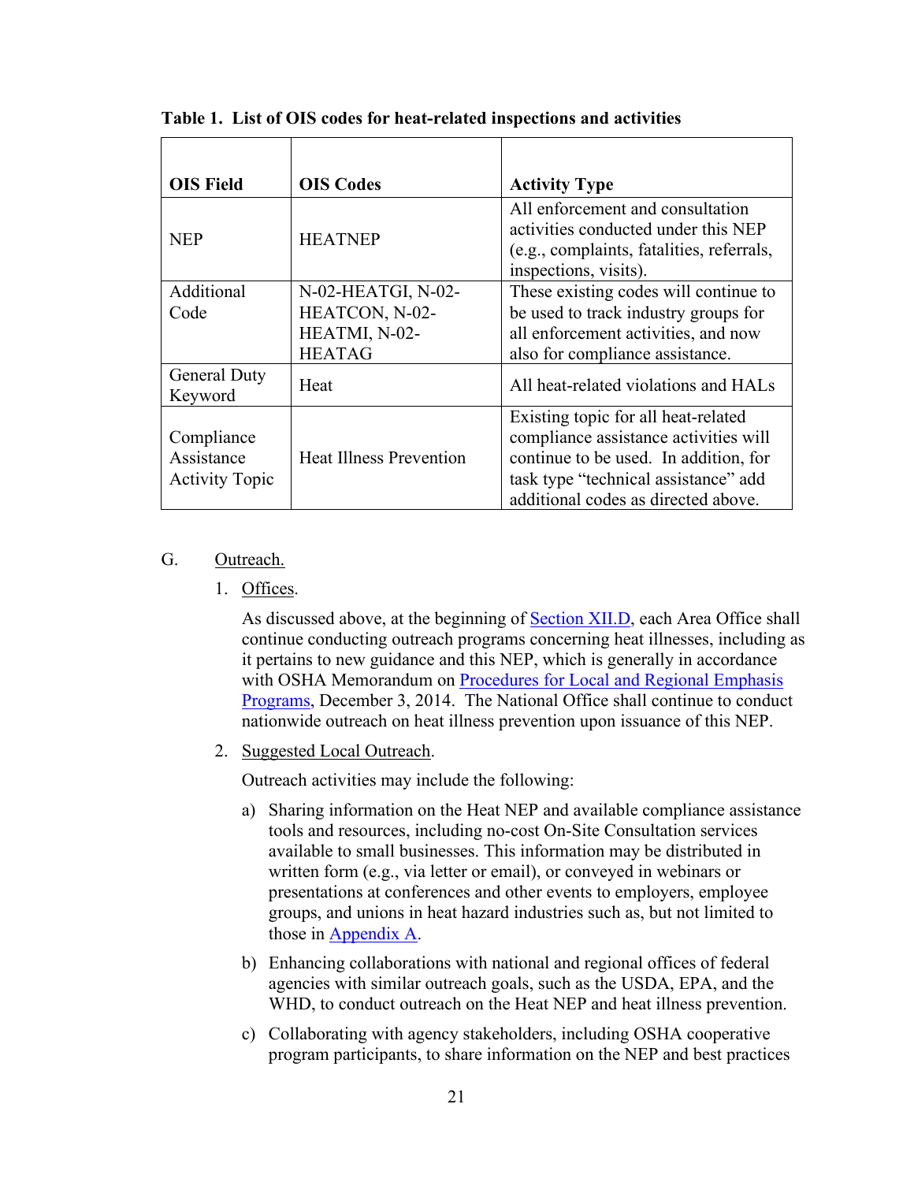**Table 1. List of OIS codes for heat-related inspections and activities**

| OIS Field | OIS Codes | Activity Type |
|---|---|---|
| NEP | HEATNEP | All enforcement and consultation activities conducted under this NEP (e.g., complaints, fatalities, referrals, inspections, visits). |
| Additional Code | N-02-HEATGI, N-02-HEATCON, N-02-HEATMI, N-02-HEATAG | These existing codes will continue to be used to track industry groups for all enforcement activities, and now also for compliance assistance. |
| General Duty Keyword | Heat | All heat-related violations and HALs |
| Compliance Assistance Activity Topic | Heat Illness Prevention | Existing topic for all heat-related compliance assistance activities will continue to be used. In addition, for task type "technical assistance" add additional codes as directed above. |

G. Outreach.

1. Offices.

   As discussed above, at the beginning of Section XII.D, each Area Office shall continue conducting outreach programs concerning heat illnesses, including as it pertains to new guidance and this NEP, which is generally in accordance with OSHA Memorandum on Procedures for Local and Regional Emphasis Programs, December 3, 2014. The National Office shall continue to conduct nationwide outreach on heat illness prevention upon issuance of this NEP.

2. Suggested Local Outreach.

   Outreach activities may include the following:

   a) Sharing information on the Heat NEP and available compliance assistance tools and resources, including no-cost On-Site Consultation services available to small businesses. This information may be distributed in written form (e.g., via letter or email), or conveyed in webinars or presentations at conferences and other events to employers, employee groups, and unions in heat hazard industries such as, but not limited to those in Appendix A.

   b) Enhancing collaborations with national and regional offices of federal agencies with similar outreach goals, such as the USDA, EPA, and the WHD, to conduct outreach on the Heat NEP and heat illness prevention.

   c) Collaborating with agency stakeholders, including OSHA cooperative program participants, to share information on the NEP and best practices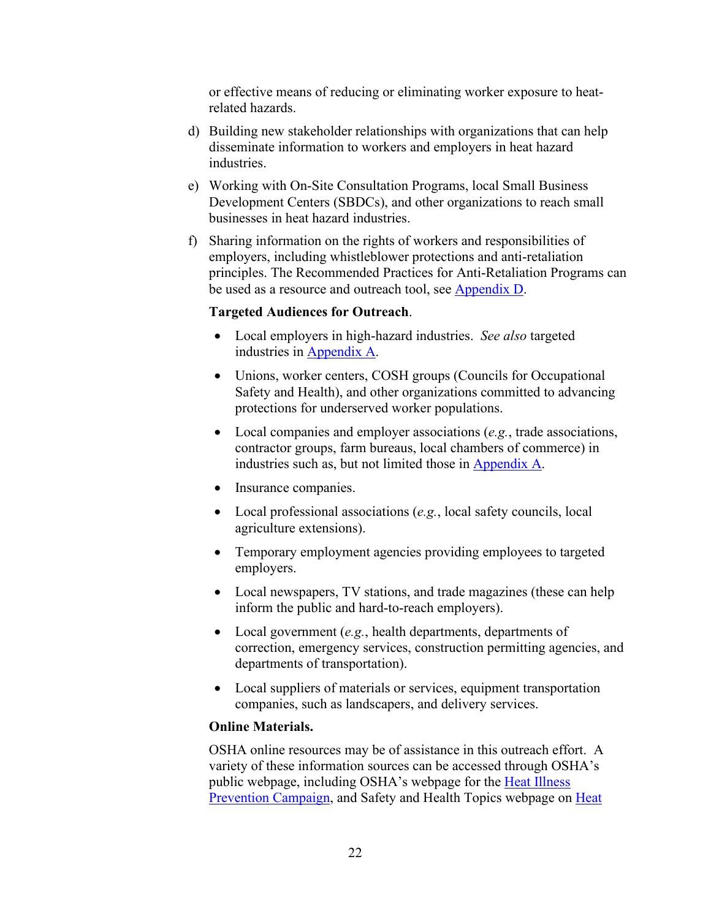or effective means of reducing or eliminating worker exposure to heat-related hazards.

d) Building new stakeholder relationships with organizations that can help disseminate information to workers and employers in heat hazard industries.

e) Working with On-Site Consultation Programs, local Small Business Development Centers (SBDCs), and other organizations to reach small businesses in heat hazard industries.

f) Sharing information on the rights of workers and responsibilities of employers, including whistleblower protections and anti-retaliation principles. The Recommended Practices for Anti-Retaliation Programs can be used as a resource and outreach tool, see Appendix D.

**Targeted Audiences for Outreach**.

- Local employers in high-hazard industries. *See also* targeted industries in Appendix A.
- Unions, worker centers, COSH groups (Councils for Occupational Safety and Health), and other organizations committed to advancing protections for underserved worker populations.
- Local companies and employer associations (*e.g.*, trade associations, contractor groups, farm bureaus, local chambers of commerce) in industries such as, but not limited those in Appendix A.
- Insurance companies.
- Local professional associations (*e.g.*, local safety councils, local agriculture extensions).
- Temporary employment agencies providing employees to targeted employers.
- Local newspapers, TV stations, and trade magazines (these can help inform the public and hard-to-reach employers).
- Local government (*e.g.*, health departments, departments of correction, emergency services, construction permitting agencies, and departments of transportation).
- Local suppliers of materials or services, equipment transportation companies, such as landscapers, and delivery services.

**Online Materials.**

OSHA online resources may be of assistance in this outreach effort. A variety of these information sources can be accessed through OSHA's public webpage, including OSHA's webpage for the Heat Illness Prevention Campaign, and Safety and Health Topics webpage on Heat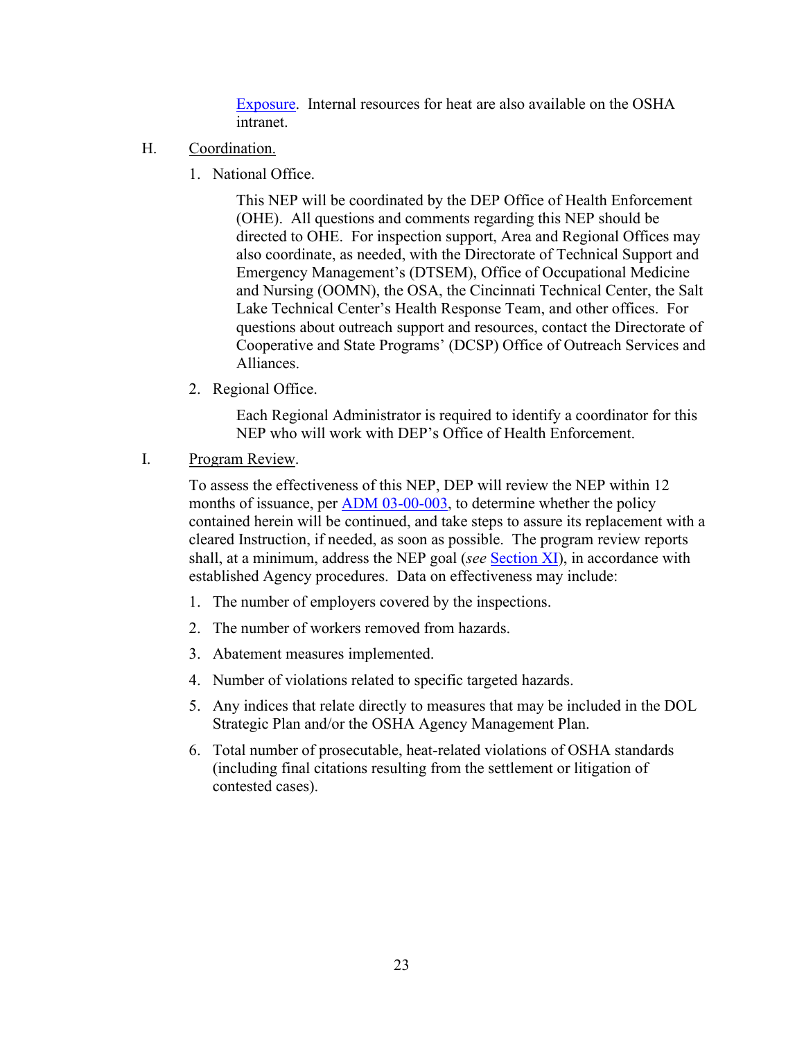Exposure. Internal resources for heat are also available on the OSHA intranet.

H. Coordination.

1. National Office.

   This NEP will be coordinated by the DEP Office of Health Enforcement (OHE). All questions and comments regarding this NEP should be directed to OHE. For inspection support, Area and Regional Offices may also coordinate, as needed, with the Directorate of Technical Support and Emergency Management's (DTSEM), Office of Occupational Medicine and Nursing (OOMN), the OSA, the Cincinnati Technical Center, the Salt Lake Technical Center's Health Response Team, and other offices. For questions about outreach support and resources, contact the Directorate of Cooperative and State Programs' (DCSP) Office of Outreach Services and Alliances.

2. Regional Office.

   Each Regional Administrator is required to identify a coordinator for this NEP who will work with DEP's Office of Health Enforcement.

I. Program Review.

To assess the effectiveness of this NEP, DEP will review the NEP within 12 months of issuance, per ADM 03-00-003, to determine whether the policy contained herein will be continued, and take steps to assure its replacement with a cleared Instruction, if needed, as soon as possible. The program review reports shall, at a minimum, address the NEP goal (*see* Section XI), in accordance with established Agency procedures. Data on effectiveness may include:

1. The number of employers covered by the inspections.
2. The number of workers removed from hazards.
3. Abatement measures implemented.
4. Number of violations related to specific targeted hazards.
5. Any indices that relate directly to measures that may be included in the DOL Strategic Plan and/or the OSHA Agency Management Plan.
6. Total number of prosecutable, heat-related violations of OSHA standards (including final citations resulting from the settlement or litigation of contested cases).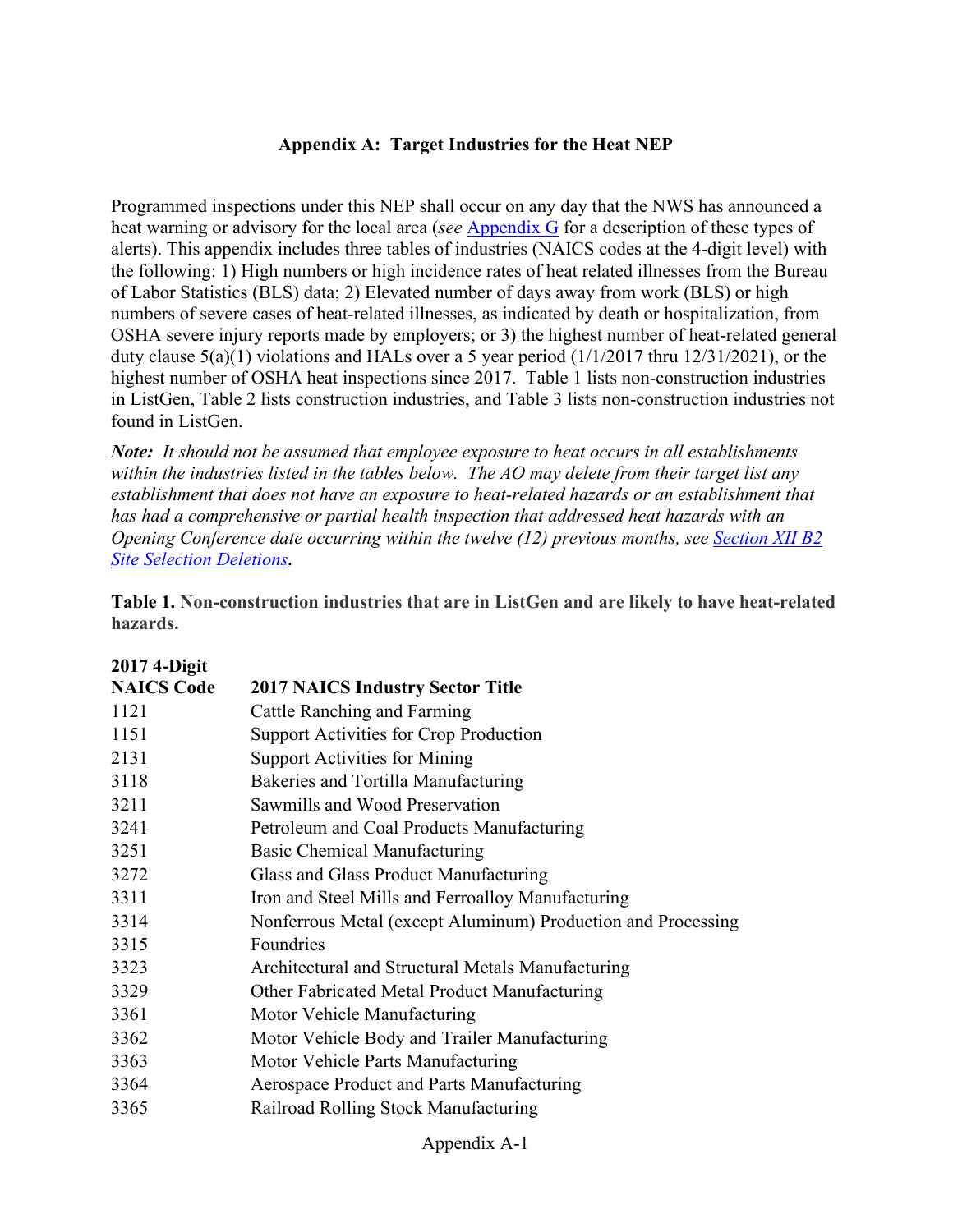## Appendix A: Target Industries for the Heat NEP

Programmed inspections under this NEP shall occur on any day that the NWS has announced a heat warning or advisory for the local area (*see* Appendix G for a description of these types of alerts). This appendix includes three tables of industries (NAICS codes at the 4-digit level) with the following: 1) High numbers or high incidence rates of heat related illnesses from the Bureau of Labor Statistics (BLS) data; 2) Elevated number of days away from work (BLS) or high numbers of severe cases of heat-related illnesses, as indicated by death or hospitalization, from OSHA severe injury reports made by employers; or 3) the highest number of heat-related general duty clause 5(a)(1) violations and HALs over a 5 year period (1/1/2017 thru 12/31/2021), or the highest number of OSHA heat inspections since 2017. Table 1 lists non-construction industries in ListGen, Table 2 lists construction industries, and Table 3 lists non-construction industries not found in ListGen.

***Note:*** *It should not be assumed that employee exposure to heat occurs in all establishments within the industries listed in the tables below. The AO may delete from their target list any establishment that does not have an exposure to heat-related hazards or an establishment that has had a comprehensive or partial health inspection that addressed heat hazards with an Opening Conference date occurring within the twelve (12) previous months, see Section XII B2 Site Selection Deletions.*

**Table 1. Non-construction industries that are in ListGen and are likely to have heat-related hazards.**

| 2017 4-Digit NAICS Code | 2017 NAICS Industry Sector Title |
|---|---|
| 1121 | Cattle Ranching and Farming |
| 1151 | Support Activities for Crop Production |
| 2131 | Support Activities for Mining |
| 3118 | Bakeries and Tortilla Manufacturing |
| 3211 | Sawmills and Wood Preservation |
| 3241 | Petroleum and Coal Products Manufacturing |
| 3251 | Basic Chemical Manufacturing |
| 3272 | Glass and Glass Product Manufacturing |
| 3311 | Iron and Steel Mills and Ferroalloy Manufacturing |
| 3314 | Nonferrous Metal (except Aluminum) Production and Processing |
| 3315 | Foundries |
| 3323 | Architectural and Structural Metals Manufacturing |
| 3329 | Other Fabricated Metal Product Manufacturing |
| 3361 | Motor Vehicle Manufacturing |
| 3362 | Motor Vehicle Body and Trailer Manufacturing |
| 3363 | Motor Vehicle Parts Manufacturing |
| 3364 | Aerospace Product and Parts Manufacturing |
| 3365 | Railroad Rolling Stock Manufacturing |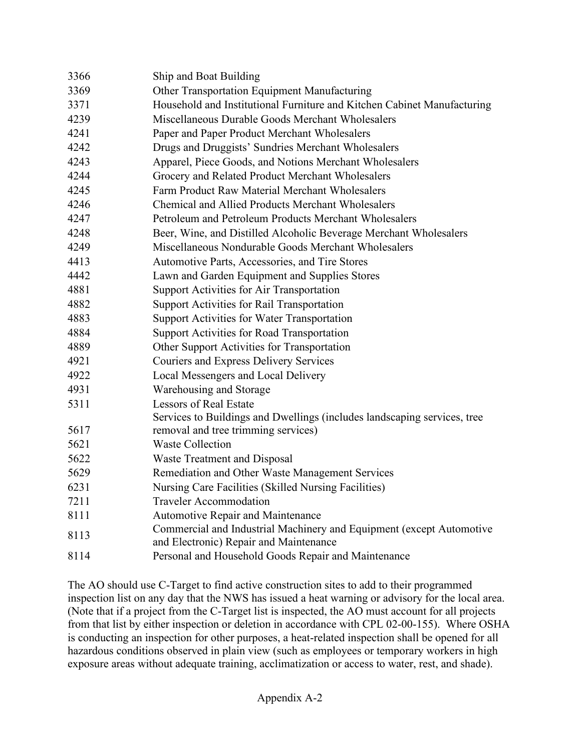| | |
|---|---|
| 3366 | Ship and Boat Building |
| 3369 | Other Transportation Equipment Manufacturing |
| 3371 | Household and Institutional Furniture and Kitchen Cabinet Manufacturing |
| 4239 | Miscellaneous Durable Goods Merchant Wholesalers |
| 4241 | Paper and Paper Product Merchant Wholesalers |
| 4242 | Drugs and Druggists' Sundries Merchant Wholesalers |
| 4243 | Apparel, Piece Goods, and Notions Merchant Wholesalers |
| 4244 | Grocery and Related Product Merchant Wholesalers |
| 4245 | Farm Product Raw Material Merchant Wholesalers |
| 4246 | Chemical and Allied Products Merchant Wholesalers |
| 4247 | Petroleum and Petroleum Products Merchant Wholesalers |
| 4248 | Beer, Wine, and Distilled Alcoholic Beverage Merchant Wholesalers |
| 4249 | Miscellaneous Nondurable Goods Merchant Wholesalers |
| 4413 | Automotive Parts, Accessories, and Tire Stores |
| 4442 | Lawn and Garden Equipment and Supplies Stores |
| 4881 | Support Activities for Air Transportation |
| 4882 | Support Activities for Rail Transportation |
| 4883 | Support Activities for Water Transportation |
| 4884 | Support Activities for Road Transportation |
| 4889 | Other Support Activities for Transportation |
| 4921 | Couriers and Express Delivery Services |
| 4922 | Local Messengers and Local Delivery |
| 4931 | Warehousing and Storage |
| 5311 | Lessors of Real Estate |
| 5617 | Services to Buildings and Dwellings (includes landscaping services, tree removal and tree trimming services) |
| 5621 | Waste Collection |
| 5622 | Waste Treatment and Disposal |
| 5629 | Remediation and Other Waste Management Services |
| 6231 | Nursing Care Facilities (Skilled Nursing Facilities) |
| 7211 | Traveler Accommodation |
| 8111 | Automotive Repair and Maintenance |
| 8113 | Commercial and Industrial Machinery and Equipment (except Automotive and Electronic) Repair and Maintenance |
| 8114 | Personal and Household Goods Repair and Maintenance |

The AO should use C-Target to find active construction sites to add to their programmed inspection list on any day that the NWS has issued a heat warning or advisory for the local area. (Note that if a project from the C-Target list is inspected, the AO must account for all projects from that list by either inspection or deletion in accordance with CPL 02-00-155). Where OSHA is conducting an inspection for other purposes, a heat-related inspection shall be opened for all hazardous conditions observed in plain view (such as employees or temporary workers in high exposure areas without adequate training, acclimatization or access to water, rest, and shade).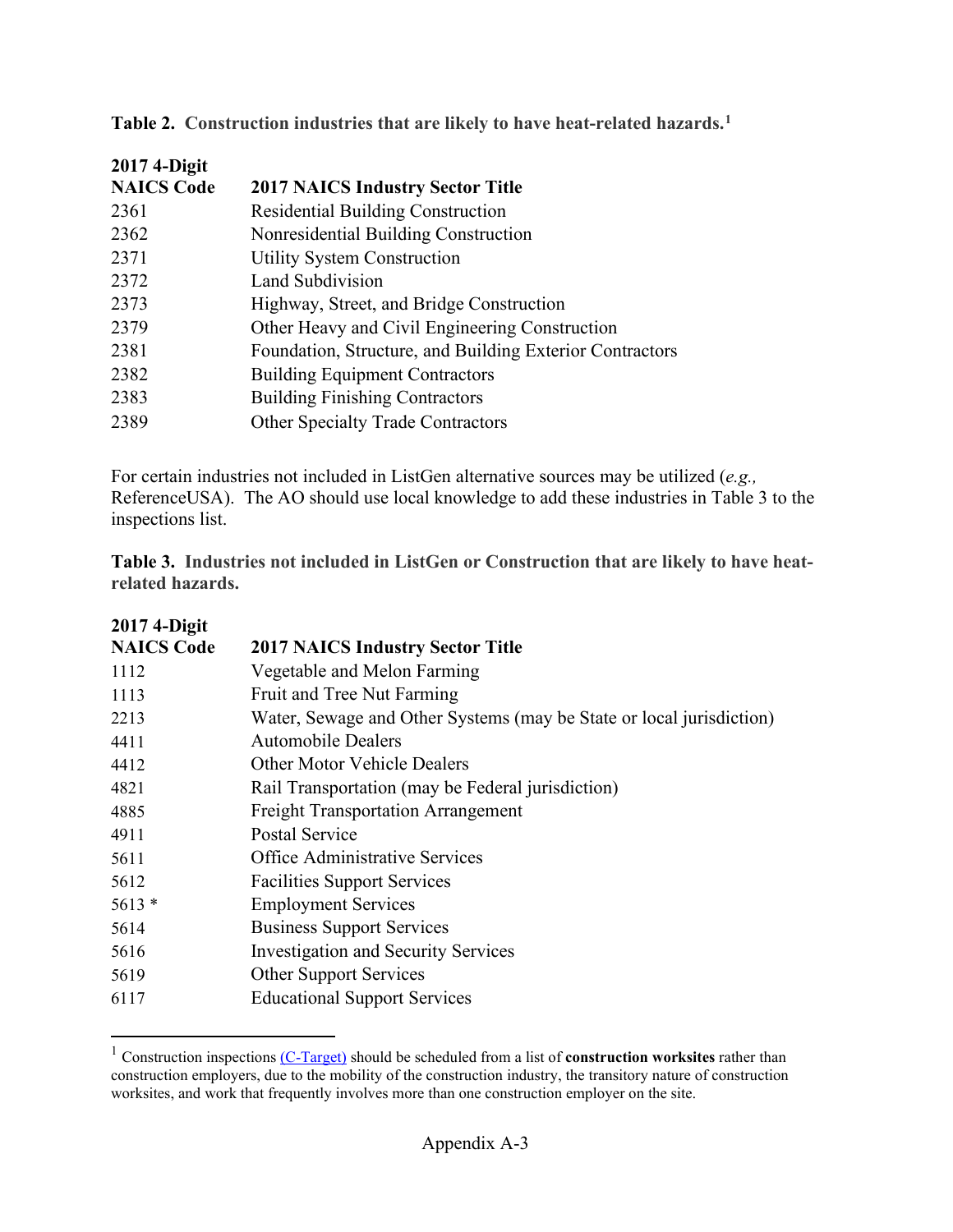**Table 2. Construction industries that are likely to have heat-related hazards.**[1]

| 2017 4-Digit NAICS Code | 2017 NAICS Industry Sector Title |
|---|---|
| 2361 | Residential Building Construction |
| 2362 | Nonresidential Building Construction |
| 2371 | Utility System Construction |
| 2372 | Land Subdivision |
| 2373 | Highway, Street, and Bridge Construction |
| 2379 | Other Heavy and Civil Engineering Construction |
| 2381 | Foundation, Structure, and Building Exterior Contractors |
| 2382 | Building Equipment Contractors |
| 2383 | Building Finishing Contractors |
| 2389 | Other Specialty Trade Contractors |

For certain industries not included in ListGen alternative sources may be utilized (*e.g.,* ReferenceUSA). The AO should use local knowledge to add these industries in Table 3 to the inspections list.

**Table 3. Industries not included in ListGen or Construction that are likely to have heat-related hazards.**

| 2017 4-Digit NAICS Code | 2017 NAICS Industry Sector Title |
|---|---|
| 1112 | Vegetable and Melon Farming |
| 1113 | Fruit and Tree Nut Farming |
| 2213 | Water, Sewage and Other Systems (may be State or local jurisdiction) |
| 4411 | Automobile Dealers |
| 4412 | Other Motor Vehicle Dealers |
| 4821 | Rail Transportation (may be Federal jurisdiction) |
| 4885 | Freight Transportation Arrangement |
| 4911 | Postal Service |
| 5611 | Office Administrative Services |
| 5612 | Facilities Support Services |
| 5613 * | Employment Services |
| 5614 | Business Support Services |
| 5616 | Investigation and Security Services |
| 5619 | Other Support Services |
| 6117 | Educational Support Services |

[1] Construction inspections (C-Target) should be scheduled from a list of **construction worksites** rather than construction employers, due to the mobility of the construction industry, the transitory nature of construction worksites, and work that frequently involves more than one construction employer on the site.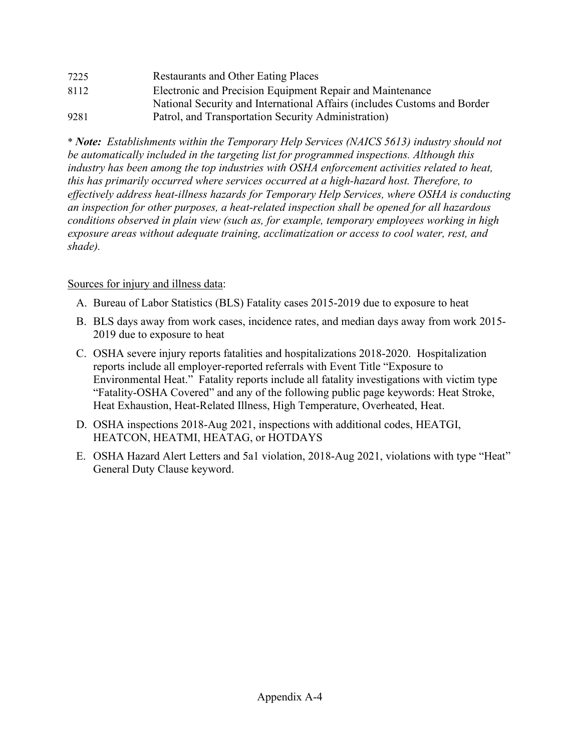| | |
|---|---|
| 7225 | Restaurants and Other Eating Places |
| 8112 | Electronic and Precision Equipment Repair and Maintenance |
| 9281 | National Security and International Affairs (includes Customs and Border Patrol, and Transportation Security Administration) |

\* ***Note:*** *Establishments within the Temporary Help Services (NAICS 5613) industry should not be automatically included in the targeting list for programmed inspections. Although this industry has been among the top industries with OSHA enforcement activities related to heat, this has primarily occurred where services occurred at a high-hazard host. Therefore, to effectively address heat-illness hazards for Temporary Help Services, where OSHA is conducting an inspection for other purposes, a heat-related inspection shall be opened for all hazardous conditions observed in plain view (such as, for example, temporary employees working in high exposure areas without adequate training, acclimatization or access to cool water, rest, and shade).*

Sources for injury and illness data:

A. Bureau of Labor Statistics (BLS) Fatality cases 2015-2019 due to exposure to heat

B. BLS days away from work cases, incidence rates, and median days away from work 2015-2019 due to exposure to heat

C. OSHA severe injury reports fatalities and hospitalizations 2018-2020. Hospitalization reports include all employer-reported referrals with Event Title "Exposure to Environmental Heat." Fatality reports include all fatality investigations with victim type "Fatality-OSHA Covered" and any of the following public page keywords: Heat Stroke, Heat Exhaustion, Heat-Related Illness, High Temperature, Overheated, Heat.

D. OSHA inspections 2018-Aug 2021, inspections with additional codes, HEATGI, HEATCON, HEATMI, HEATAG, or HOTDAYS

E. OSHA Hazard Alert Letters and 5a1 violation, 2018-Aug 2021, violations with type "Heat" General Duty Clause keyword.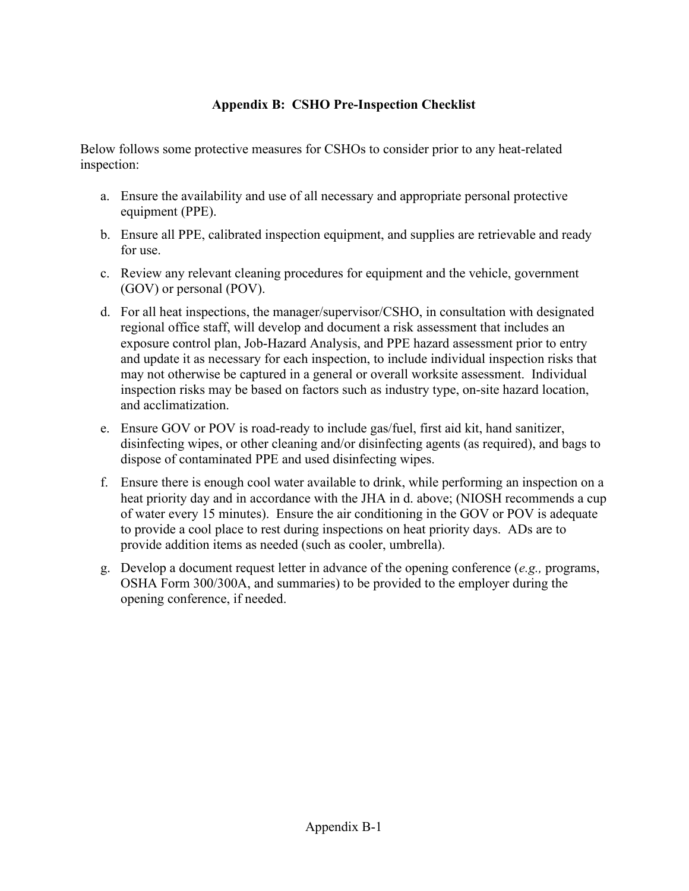## Appendix B: CSHO Pre-Inspection Checklist

Below follows some protective measures for CSHOs to consider prior to any heat-related inspection:

a. Ensure the availability and use of all necessary and appropriate personal protective equipment (PPE).

b. Ensure all PPE, calibrated inspection equipment, and supplies are retrievable and ready for use.

c. Review any relevant cleaning procedures for equipment and the vehicle, government (GOV) or personal (POV).

d. For all heat inspections, the manager/supervisor/CSHO, in consultation with designated regional office staff, will develop and document a risk assessment that includes an exposure control plan, Job-Hazard Analysis, and PPE hazard assessment prior to entry and update it as necessary for each inspection, to include individual inspection risks that may not otherwise be captured in a general or overall worksite assessment. Individual inspection risks may be based on factors such as industry type, on-site hazard location, and acclimatization.

e. Ensure GOV or POV is road-ready to include gas/fuel, first aid kit, hand sanitizer, disinfecting wipes, or other cleaning and/or disinfecting agents (as required), and bags to dispose of contaminated PPE and used disinfecting wipes.

f. Ensure there is enough cool water available to drink, while performing an inspection on a heat priority day and in accordance with the JHA in d. above; (NIOSH recommends a cup of water every 15 minutes). Ensure the air conditioning in the GOV or POV is adequate to provide a cool place to rest during inspections on heat priority days. ADs are to provide addition items as needed (such as cooler, umbrella).

g. Develop a document request letter in advance of the opening conference (*e.g.,* programs, OSHA Form 300/300A, and summaries) to be provided to the employer during the opening conference, if needed.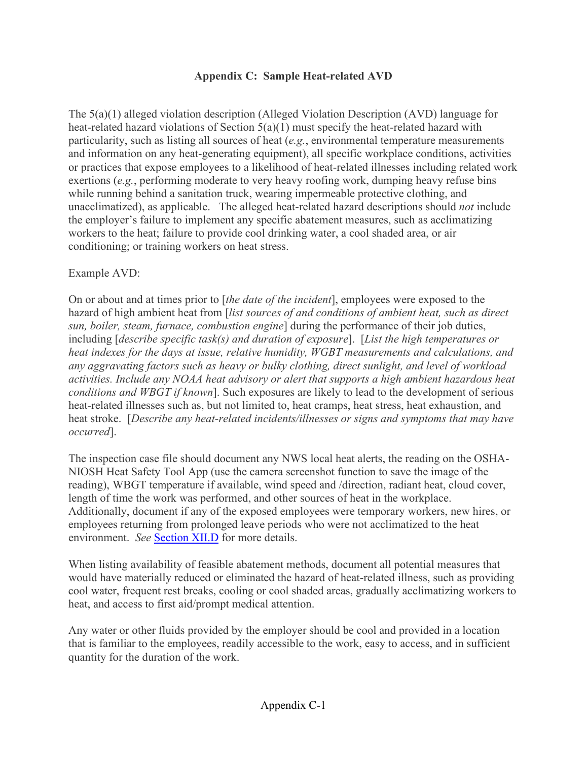## Appendix C: Sample Heat-related AVD

The 5(a)(1) alleged violation description (Alleged Violation Description (AVD) language for heat-related hazard violations of Section 5(a)(1) must specify the heat-related hazard with particularity, such as listing all sources of heat (*e.g.*, environmental temperature measurements and information on any heat-generating equipment), all specific workplace conditions, activities or practices that expose employees to a likelihood of heat-related illnesses including related work exertions (*e.g.*, performing moderate to very heavy roofing work, dumping heavy refuse bins while running behind a sanitation truck, wearing impermeable protective clothing, and unacclimatized), as applicable. The alleged heat-related hazard descriptions should *not* include the employer's failure to implement any specific abatement measures, such as acclimatizing workers to the heat; failure to provide cool drinking water, a cool shaded area, or air conditioning; or training workers on heat stress.

Example AVD:

On or about and at times prior to [*the date of the incident*], employees were exposed to the hazard of high ambient heat from [*list sources of and conditions of ambient heat, such as direct sun, boiler, steam, furnace, combustion engine*] during the performance of their job duties, including [*describe specific task(s) and duration of exposure*]. [*List the high temperatures or heat indexes for the days at issue, relative humidity, WGBT measurements and calculations, and any aggravating factors such as heavy or bulky clothing, direct sunlight, and level of workload activities. Include any NOAA heat advisory or alert that supports a high ambient hazardous heat conditions and WBGT if known*]. Such exposures are likely to lead to the development of serious heat-related illnesses such as, but not limited to, heat cramps, heat stress, heat exhaustion, and heat stroke. [*Describe any heat-related incidents/illnesses or signs and symptoms that may have occurred*].

The inspection case file should document any NWS local heat alerts, the reading on the OSHA-NIOSH Heat Safety Tool App (use the camera screenshot function to save the image of the reading), WBGT temperature if available, wind speed and /direction, radiant heat, cloud cover, length of time the work was performed, and other sources of heat in the workplace. Additionally, document if any of the exposed employees were temporary workers, new hires, or employees returning from prolonged leave periods who were not acclimatized to the heat environment. *See* Section XII.D for more details.

When listing availability of feasible abatement methods, document all potential measures that would have materially reduced or eliminated the hazard of heat-related illness, such as providing cool water, frequent rest breaks, cooling or cool shaded areas, gradually acclimatizing workers to heat, and access to first aid/prompt medical attention.

Any water or other fluids provided by the employer should be cool and provided in a location that is familiar to the employees, readily accessible to the work, easy to access, and in sufficient quantity for the duration of the work.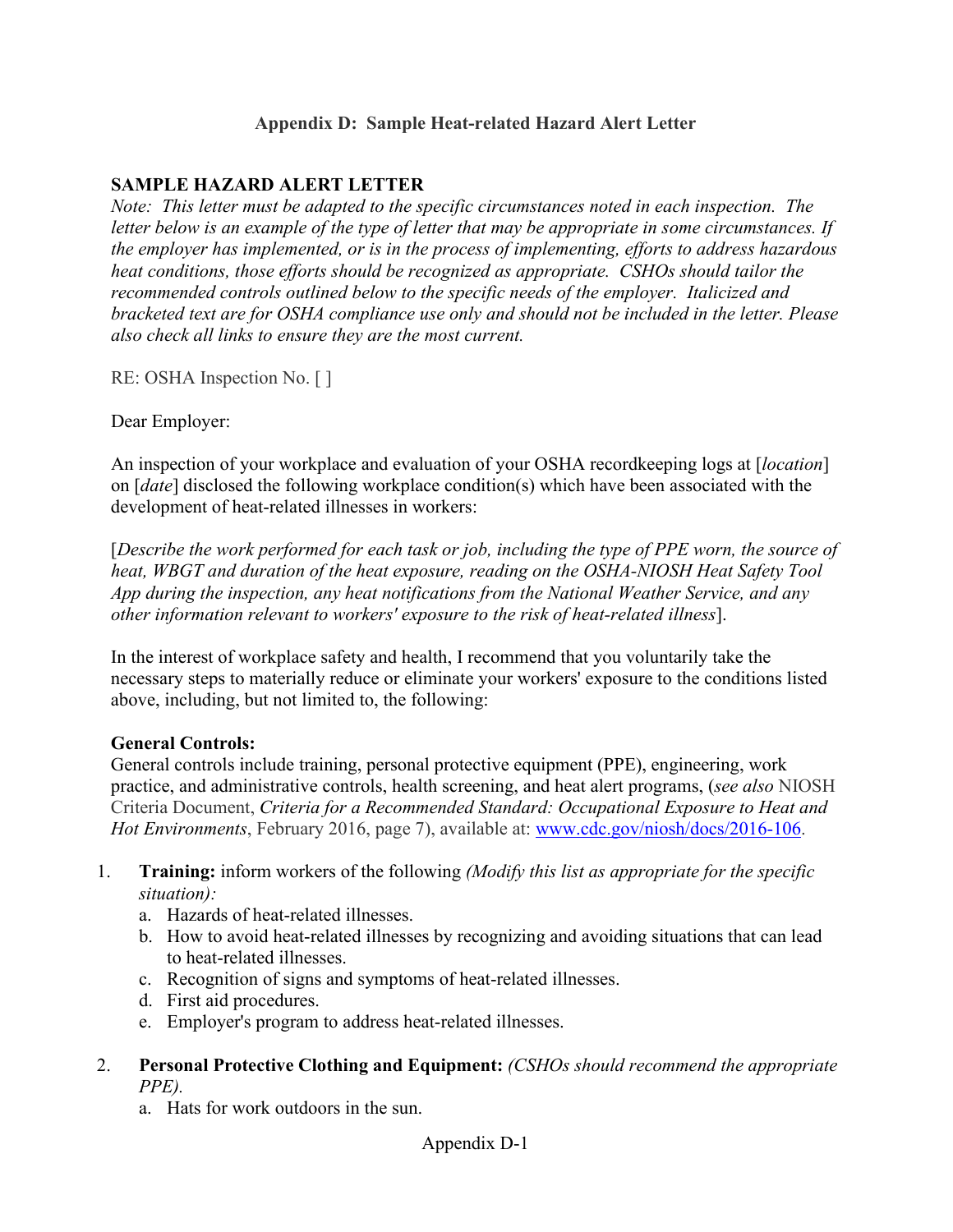## Appendix D: Sample Heat-related Hazard Alert Letter

**SAMPLE HAZARD ALERT LETTER**

*Note: This letter must be adapted to the specific circumstances noted in each inspection. The letter below is an example of the type of letter that may be appropriate in some circumstances. If the employer has implemented, or is in the process of implementing, efforts to address hazardous heat conditions, those efforts should be recognized as appropriate. CSHOs should tailor the recommended controls outlined below to the specific needs of the employer. Italicized and bracketed text are for OSHA compliance use only and should not be included in the letter. Please also check all links to ensure they are the most current.*

RE: OSHA Inspection No. [ ]

Dear Employer:

An inspection of your workplace and evaluation of your OSHA recordkeeping logs at [*location*] on [*date*] disclosed the following workplace condition(s) which have been associated with the development of heat-related illnesses in workers:

[*Describe the work performed for each task or job, including the type of PPE worn, the source of heat, WBGT and duration of the heat exposure, reading on the OSHA-NIOSH Heat Safety Tool App during the inspection, any heat notifications from the National Weather Service, and any other information relevant to workers' exposure to the risk of heat-related illness*].

In the interest of workplace safety and health, I recommend that you voluntarily take the necessary steps to materially reduce or eliminate your workers' exposure to the conditions listed above, including, but not limited to, the following:

**General Controls:**
General controls include training, personal protective equipment (PPE), engineering, work practice, and administrative controls, health screening, and heat alert programs, (*see also* NIOSH Criteria Document, *Criteria for a Recommended Standard: Occupational Exposure to Heat and Hot Environments*, February 2016, page 7), available at: www.cdc.gov/niosh/docs/2016-106.

1. **Training:** inform workers of the following *(Modify this list as appropriate for the specific situation):*
   a. Hazards of heat-related illnesses.
   b. How to avoid heat-related illnesses by recognizing and avoiding situations that can lead to heat-related illnesses.
   c. Recognition of signs and symptoms of heat-related illnesses.
   d. First aid procedures.
   e. Employer's program to address heat-related illnesses.

2. **Personal Protective Clothing and Equipment:** *(CSHOs should recommend the appropriate PPE).*
   a. Hats for work outdoors in the sun.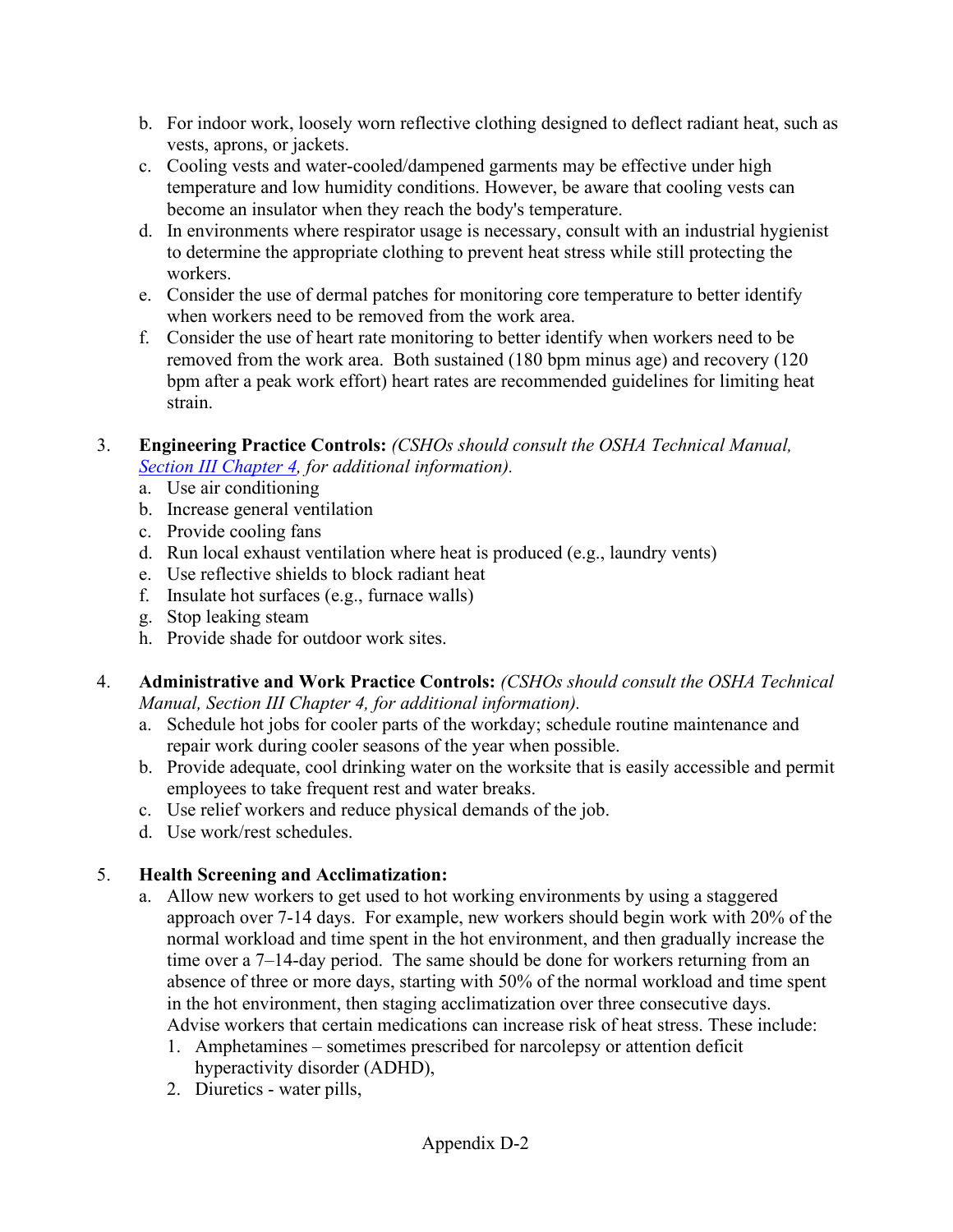b. For indoor work, loosely worn reflective clothing designed to deflect radiant heat, such as vests, aprons, or jackets.
c. Cooling vests and water-cooled/dampened garments may be effective under high temperature and low humidity conditions. However, be aware that cooling vests can become an insulator when they reach the body's temperature.
d. In environments where respirator usage is necessary, consult with an industrial hygienist to determine the appropriate clothing to prevent heat stress while still protecting the workers.
e. Consider the use of dermal patches for monitoring core temperature to better identify when workers need to be removed from the work area.
f. Consider the use of heart rate monitoring to better identify when workers need to be removed from the work area. Both sustained (180 bpm minus age) and recovery (120 bpm after a peak work effort) heart rates are recommended guidelines for limiting heat strain.

3. **Engineering Practice Controls:** *(CSHOs should consult the OSHA Technical Manual, Section III Chapter 4, for additional information).*
   a. Use air conditioning
   b. Increase general ventilation
   c. Provide cooling fans
   d. Run local exhaust ventilation where heat is produced (e.g., laundry vents)
   e. Use reflective shields to block radiant heat
   f. Insulate hot surfaces (e.g., furnace walls)
   g. Stop leaking steam
   h. Provide shade for outdoor work sites.

4. **Administrative and Work Practice Controls:** *(CSHOs should consult the OSHA Technical Manual, Section III Chapter 4, for additional information).*
   a. Schedule hot jobs for cooler parts of the workday; schedule routine maintenance and repair work during cooler seasons of the year when possible.
   b. Provide adequate, cool drinking water on the worksite that is easily accessible and permit employees to take frequent rest and water breaks.
   c. Use relief workers and reduce physical demands of the job.
   d. Use work/rest schedules.

5. **Health Screening and Acclimatization:**
   a. Allow new workers to get used to hot working environments by using a staggered approach over 7-14 days. For example, new workers should begin work with 20% of the normal workload and time spent in the hot environment, and then gradually increase the time over a 7–14-day period. The same should be done for workers returning from an absence of three or more days, starting with 50% of the normal workload and time spent in the hot environment, then staging acclimatization over three consecutive days. Advise workers that certain medications can increase risk of heat stress. These include:
      1. Amphetamines – sometimes prescribed for narcolepsy or attention deficit hyperactivity disorder (ADHD),
      2. Diuretics - water pills,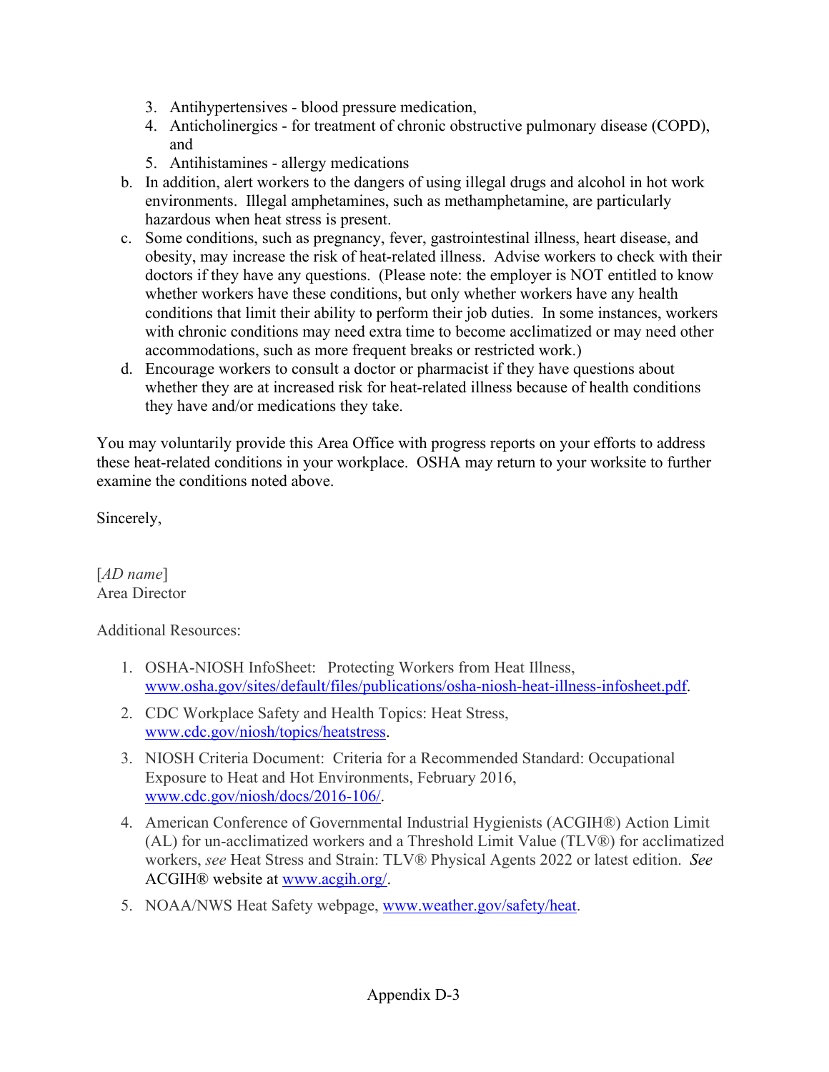3. Antihypertensives - blood pressure medication,
4. Anticholinergics - for treatment of chronic obstructive pulmonary disease (COPD), and
5. Antihistamines - allergy medications

b. In addition, alert workers to the dangers of using illegal drugs and alcohol in hot work environments. Illegal amphetamines, such as methamphetamine, are particularly hazardous when heat stress is present.

c. Some conditions, such as pregnancy, fever, gastrointestinal illness, heart disease, and obesity, may increase the risk of heat-related illness. Advise workers to check with their doctors if they have any questions. (Please note: the employer is NOT entitled to know whether workers have these conditions, but only whether workers have any health conditions that limit their ability to perform their job duties. In some instances, workers with chronic conditions may need extra time to become acclimatized or may need other accommodations, such as more frequent breaks or restricted work.)

d. Encourage workers to consult a doctor or pharmacist if they have questions about whether they are at increased risk for heat-related illness because of health conditions they have and/or medications they take.

You may voluntarily provide this Area Office with progress reports on your efforts to address these heat-related conditions in your workplace. OSHA may return to your worksite to further examine the conditions noted above.

Sincerely,

[*AD name*]
Area Director

Additional Resources:

1. OSHA-NIOSH InfoSheet: Protecting Workers from Heat Illness, www.osha.gov/sites/default/files/publications/osha-niosh-heat-illness-infosheet.pdf.

2. CDC Workplace Safety and Health Topics: Heat Stress, www.cdc.gov/niosh/topics/heatstress.

3. NIOSH Criteria Document: Criteria for a Recommended Standard: Occupational Exposure to Heat and Hot Environments, February 2016, www.cdc.gov/niosh/docs/2016-106/.

4. American Conference of Governmental Industrial Hygienists (ACGIH®) Action Limit (AL) for un-acclimatized workers and a Threshold Limit Value (TLV®) for acclimatized workers, *see* Heat Stress and Strain: TLV® Physical Agents 2022 or latest edition. *See* ACGIH® website at www.acgih.org/.

5. NOAA/NWS Heat Safety webpage, www.weather.gov/safety/heat.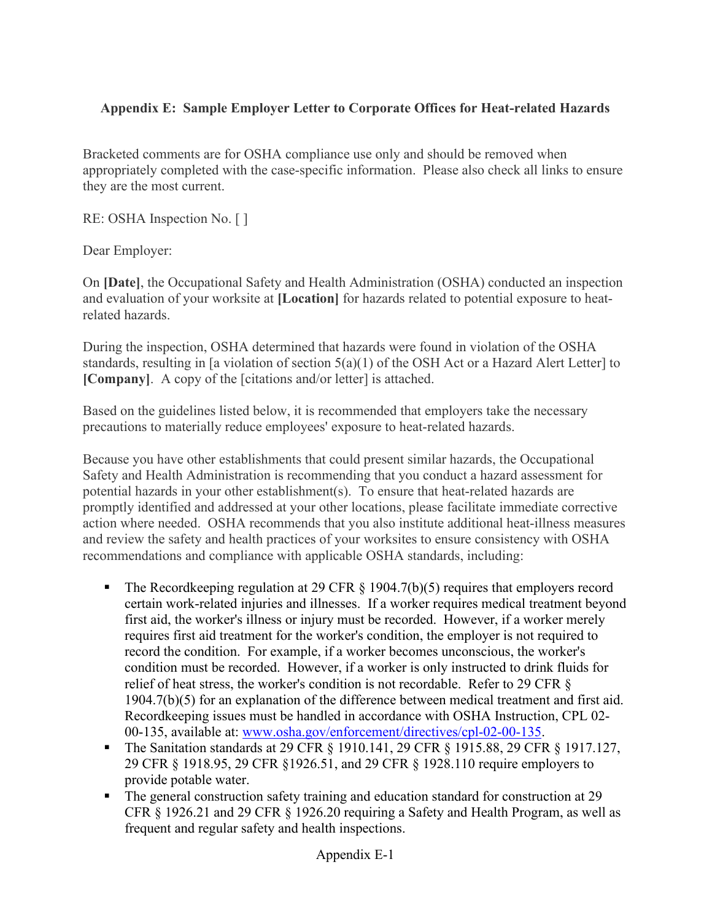**Appendix E: Sample Employer Letter to Corporate Offices for Heat-related Hazards**

Bracketed comments are for OSHA compliance use only and should be removed when appropriately completed with the case-specific information. Please also check all links to ensure they are the most current.

RE: OSHA Inspection No. [ ]

Dear Employer:

On **[Date]**, the Occupational Safety and Health Administration (OSHA) conducted an inspection and evaluation of your worksite at **[Location]** for hazards related to potential exposure to heat-related hazards.

During the inspection, OSHA determined that hazards were found in violation of the OSHA standards, resulting in [a violation of section 5(a)(1) of the OSH Act or a Hazard Alert Letter] to **[Company]**. A copy of the [citations and/or letter] is attached.

Based on the guidelines listed below, it is recommended that employers take the necessary precautions to materially reduce employees' exposure to heat-related hazards.

Because you have other establishments that could present similar hazards, the Occupational Safety and Health Administration is recommending that you conduct a hazard assessment for potential hazards in your other establishment(s). To ensure that heat-related hazards are promptly identified and addressed at your other locations, please facilitate immediate corrective action where needed. OSHA recommends that you also institute additional heat-illness measures and review the safety and health practices of your worksites to ensure consistency with OSHA recommendations and compliance with applicable OSHA standards, including:

- The Recordkeeping regulation at 29 CFR § 1904.7(b)(5) requires that employers record certain work-related injuries and illnesses. If a worker requires medical treatment beyond first aid, the worker's illness or injury must be recorded. However, if a worker merely requires first aid treatment for the worker's condition, the employer is not required to record the condition. For example, if a worker becomes unconscious, the worker's condition must be recorded. However, if a worker is only instructed to drink fluids for relief of heat stress, the worker's condition is not recordable. Refer to 29 CFR § 1904.7(b)(5) for an explanation of the difference between medical treatment and first aid. Recordkeeping issues must be handled in accordance with OSHA Instruction, CPL 02-00-135, available at: [www.osha.gov/enforcement/directives/cpl-02-00-135](www.osha.gov/enforcement/directives/cpl-02-00-135).
- The Sanitation standards at 29 CFR § 1910.141, 29 CFR § 1915.88, 29 CFR § 1917.127, 29 CFR § 1918.95, 29 CFR §1926.51, and 29 CFR § 1928.110 require employers to provide potable water.
- The general construction safety training and education standard for construction at 29 CFR § 1926.21 and 29 CFR § 1926.20 requiring a Safety and Health Program, as well as frequent and regular safety and health inspections.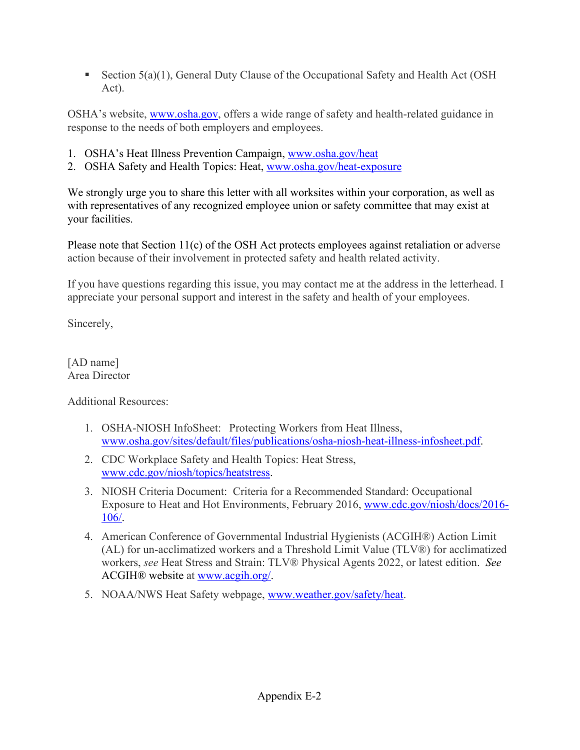- Section 5(a)(1), General Duty Clause of the Occupational Safety and Health Act (OSH Act).

OSHA's website, www.osha.gov, offers a wide range of safety and health-related guidance in response to the needs of both employers and employees.

1. OSHA's Heat Illness Prevention Campaign, www.osha.gov/heat
2. OSHA Safety and Health Topics: Heat, www.osha.gov/heat-exposure

We strongly urge you to share this letter with all worksites within your corporation, as well as with representatives of any recognized employee union or safety committee that may exist at your facilities.

Please note that Section 11(c) of the OSH Act protects employees against retaliation or adverse action because of their involvement in protected safety and health related activity.

If you have questions regarding this issue, you may contact me at the address in the letterhead. I appreciate your personal support and interest in the safety and health of your employees.

Sincerely,

[AD name]
Area Director

Additional Resources:

1. OSHA-NIOSH InfoSheet: Protecting Workers from Heat Illness, www.osha.gov/sites/default/files/publications/osha-niosh-heat-illness-infosheet.pdf.
2. CDC Workplace Safety and Health Topics: Heat Stress, www.cdc.gov/niosh/topics/heatstress.
3. NIOSH Criteria Document: Criteria for a Recommended Standard: Occupational Exposure to Heat and Hot Environments, February 2016, www.cdc.gov/niosh/docs/2016-106/.
4. American Conference of Governmental Industrial Hygienists (ACGIH®) Action Limit (AL) for un-acclimatized workers and a Threshold Limit Value (TLV®) for acclimatized workers, *see* Heat Stress and Strain: TLV® Physical Agents 2022, or latest edition. *See* ACGIH® website at www.acgih.org/.
5. NOAA/NWS Heat Safety webpage, www.weather.gov/safety/heat.

Appendix E-2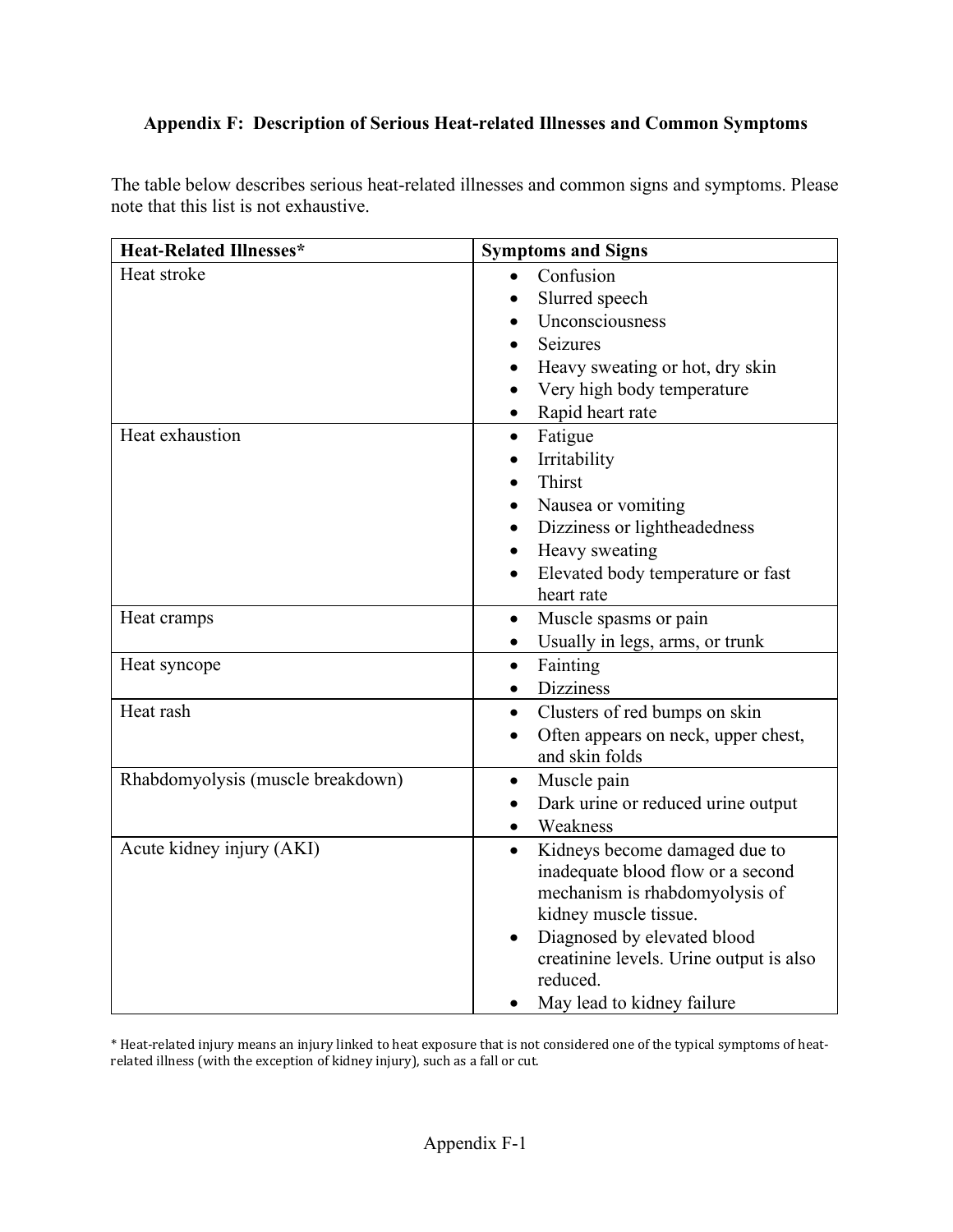## Appendix F: Description of Serious Heat-related Illnesses and Common Symptoms

The table below describes serious heat-related illnesses and common signs and symptoms. Please note that this list is not exhaustive.

| Heat-Related Illnesses* | Symptoms and Signs |
|---|---|
| Heat stroke | • Confusion<br>• Slurred speech<br>• Unconsciousness<br>• Seizures<br>• Heavy sweating or hot, dry skin<br>• Very high body temperature<br>• Rapid heart rate |
| Heat exhaustion | • Fatigue<br>• Irritability<br>• Thirst<br>• Nausea or vomiting<br>• Dizziness or lightheadedness<br>• Heavy sweating<br>• Elevated body temperature or fast heart rate |
| Heat cramps | • Muscle spasms or pain<br>• Usually in legs, arms, or trunk |
| Heat syncope | • Fainting<br>• Dizziness |
| Heat rash | • Clusters of red bumps on skin<br>• Often appears on neck, upper chest, and skin folds |
| Rhabdomyolysis (muscle breakdown) | • Muscle pain<br>• Dark urine or reduced urine output<br>• Weakness |
| Acute kidney injury (AKI) | • Kidneys become damaged due to inadequate blood flow or a second mechanism is rhabdomyolysis of kidney muscle tissue.<br>• Diagnosed by elevated blood creatinine levels. Urine output is also reduced.<br>• May lead to kidney failure |

\* Heat-related injury means an injury linked to heat exposure that is not considered one of the typical symptoms of heat-related illness (with the exception of kidney injury), such as a fall or cut.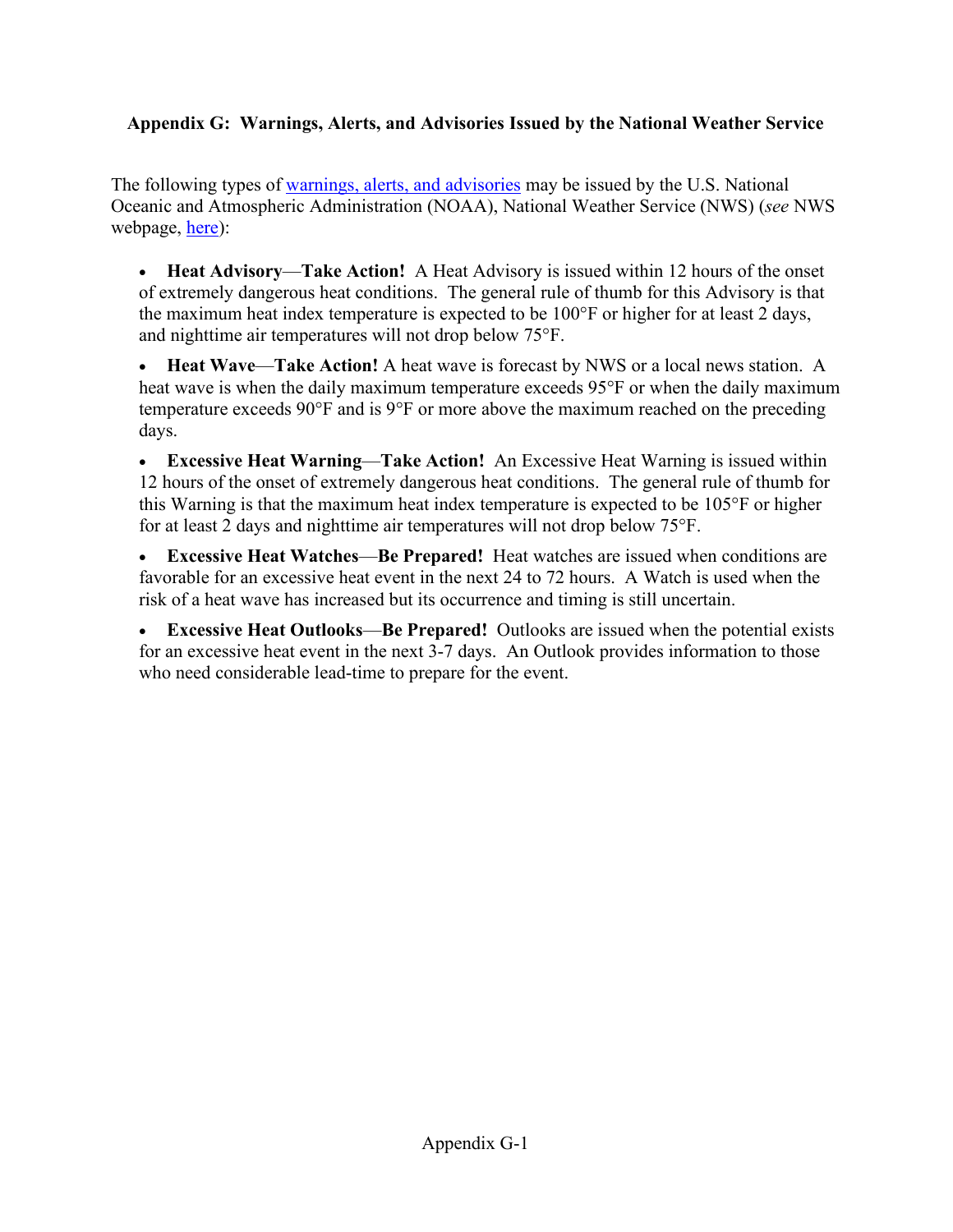## Appendix G: Warnings, Alerts, and Advisories Issued by the National Weather Service

The following types of warnings, alerts, and advisories may be issued by the U.S. National Oceanic and Atmospheric Administration (NOAA), National Weather Service (NWS) (*see* NWS webpage, here):

- **Heat Advisory**—**Take Action!** A Heat Advisory is issued within 12 hours of the onset of extremely dangerous heat conditions. The general rule of thumb for this Advisory is that the maximum heat index temperature is expected to be 100°F or higher for at least 2 days, and nighttime air temperatures will not drop below 75°F.
- **Heat Wave**—**Take Action!** A heat wave is forecast by NWS or a local news station. A heat wave is when the daily maximum temperature exceeds 95°F or when the daily maximum temperature exceeds 90°F and is 9°F or more above the maximum reached on the preceding days.
- **Excessive Heat Warning**—**Take Action!** An Excessive Heat Warning is issued within 12 hours of the onset of extremely dangerous heat conditions. The general rule of thumb for this Warning is that the maximum heat index temperature is expected to be 105°F or higher for at least 2 days and nighttime air temperatures will not drop below 75°F.
- **Excessive Heat Watches**—**Be Prepared!** Heat watches are issued when conditions are favorable for an excessive heat event in the next 24 to 72 hours. A Watch is used when the risk of a heat wave has increased but its occurrence and timing is still uncertain.
- **Excessive Heat Outlooks**—**Be Prepared!** Outlooks are issued when the potential exists for an excessive heat event in the next 3-7 days. An Outlook provides information to those who need considerable lead-time to prepare for the event.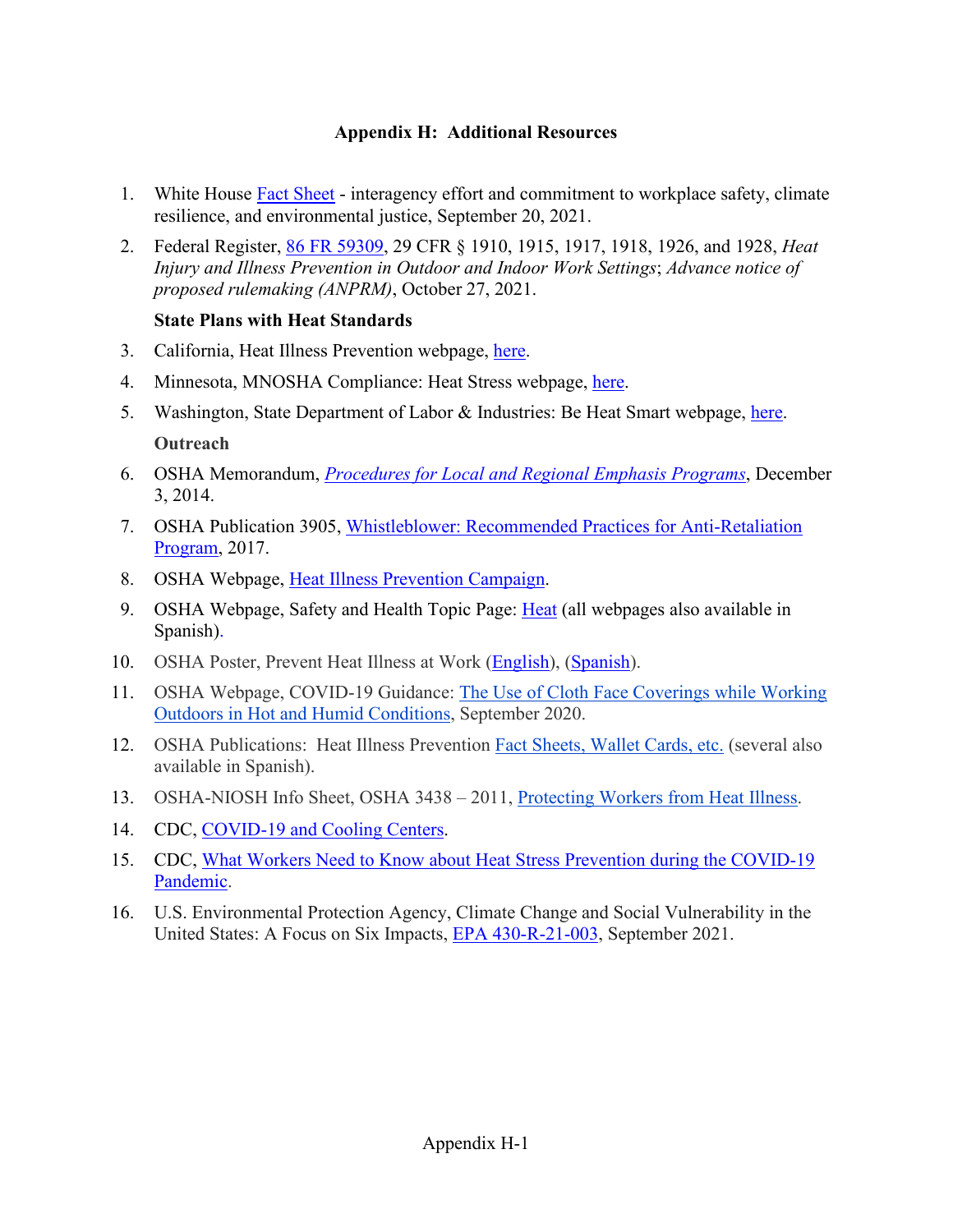## Appendix H: Additional Resources

1. White House Fact Sheet - interagency effort and commitment to workplace safety, climate resilience, and environmental justice, September 20, 2021.
2. Federal Register, 86 FR 59309, 29 CFR § 1910, 1915, 1917, 1918, 1926, and 1928, *Heat Injury and Illness Prevention in Outdoor and Indoor Work Settings*; *Advance notice of proposed rulemaking (ANPRM)*, October 27, 2021.

**State Plans with Heat Standards**

3. California, Heat Illness Prevention webpage, here.
4. Minnesota, MNOSHA Compliance: Heat Stress webpage, here.
5. Washington, State Department of Labor & Industries: Be Heat Smart webpage, here.

**Outreach**

6. OSHA Memorandum, *Procedures for Local and Regional Emphasis Programs*, December 3, 2014.
7. OSHA Publication 3905, Whistleblower: Recommended Practices for Anti-Retaliation Program, 2017.
8. OSHA Webpage, Heat Illness Prevention Campaign.
9. OSHA Webpage, Safety and Health Topic Page: Heat (all webpages also available in Spanish).
10. OSHA Poster, Prevent Heat Illness at Work (English), (Spanish).
11. OSHA Webpage, COVID-19 Guidance: The Use of Cloth Face Coverings while Working Outdoors in Hot and Humid Conditions, September 2020.
12. OSHA Publications: Heat Illness Prevention Fact Sheets, Wallet Cards, etc. (several also available in Spanish).
13. OSHA-NIOSH Info Sheet, OSHA 3438 – 2011, Protecting Workers from Heat Illness.
14. CDC, COVID-19 and Cooling Centers.
15. CDC, What Workers Need to Know about Heat Stress Prevention during the COVID-19 Pandemic.
16. U.S. Environmental Protection Agency, Climate Change and Social Vulnerability in the United States: A Focus on Six Impacts, EPA 430-R-21-003, September 2021.